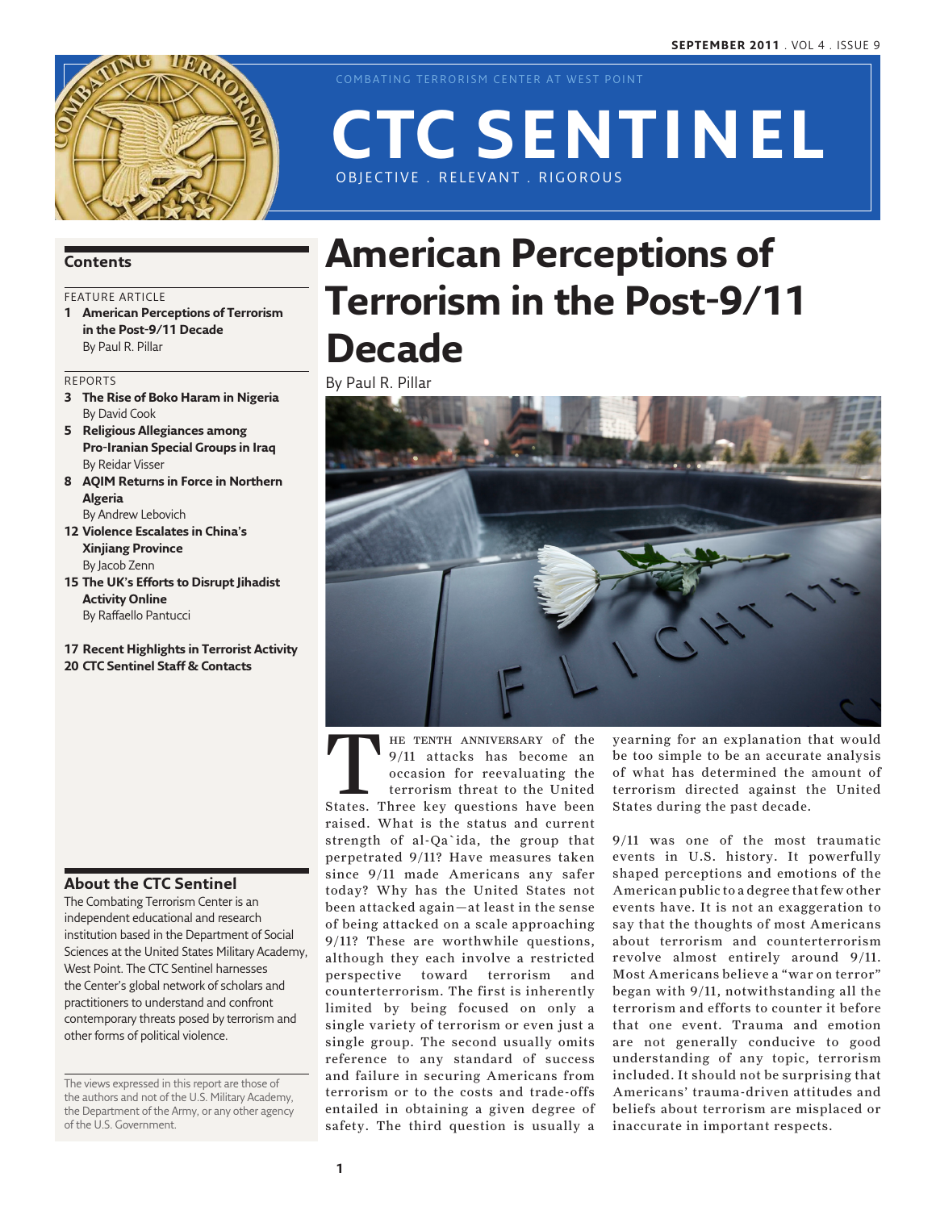COMBATING TERRORISM CENTER AT WEST POINT

# CTC SENTINEL

OBJECTIVE . RELEVANT . RIGOROUS

SEPTEMBER 2011 . VOL 4 . ISSUE 9

## Contents

FEATURE ARTICLE

**1 American Perceptions of Terrorism in the Post-9/11 Decade**
By Paul R. Pillar

REPORTS

**3 The Rise of Boko Haram in Nigeria**
By David Cook

**5 Religious Allegiances among Pro-Iranian Special Groups in Iraq**
By Reidar Visser

**8 AQIM Returns in Force in Northern Algeria**
By Andrew Lebovich

**12 Violence Escalates in China's Xinjiang Province**
By Jacob Zenn

**15 The UK's Efforts to Disrupt Jihadist Activity Online**
By Raffaello Pantucci

**17 Recent Highlights in Terrorist Activity**

**20 CTC Sentinel Staff & Contacts**

## About the CTC Sentinel

The Combating Terrorism Center is an independent educational and research institution based in the Department of Social Sciences at the United States Military Academy, West Point. The CTC Sentinel harnesses the Center's global network of scholars and practitioners to understand and confront contemporary threats posed by terrorism and other forms of political violence.

The views expressed in this report are those of the authors and not of the U.S. Military Academy, the Department of the Army, or any other agency of the U.S. Government.

# American Perceptions of Terrorism in the Post-9/11 Decade

By Paul R. Pillar

The tenth anniversary of the 9/11 attacks has become an occasion for reevaluating the terrorism threat to the United States. Three key questions have been raised. What is the status and current strength of al-Qa`ida, the group that perpetrated 9/11? Have measures taken since 9/11 made Americans any safer today? Why has the United States not been attacked again—at least in the sense of being attacked on a scale approaching 9/11? These are worthwhile questions, although they each involve a restricted perspective toward terrorism and counterterrorism. The first is inherently limited by being focused on only a single variety of terrorism or even just a single group. The second usually omits reference to any standard of success and failure in securing Americans from terrorism or to the costs and trade-offs entailed in obtaining a given degree of safety. The third question is usually a yearning for an explanation that would be too simple to be an accurate analysis of what has determined the amount of terrorism directed against the United States during the past decade.

9/11 was one of the most traumatic events in U.S. history. It powerfully shaped perceptions and emotions of the American public to a degree that few other events have. It is not an exaggeration to say that the thoughts of most Americans about terrorism and counterterrorism revolve almost entirely around 9/11. Most Americans believe a "war on terror" began with 9/11, notwithstanding all the terrorism and efforts to counter it before that one event. Trauma and emotion are not generally conducive to good understanding of any topic, terrorism included. It should not be surprising that Americans' trauma-driven attitudes and beliefs about terrorism are misplaced or inaccurate in important respects.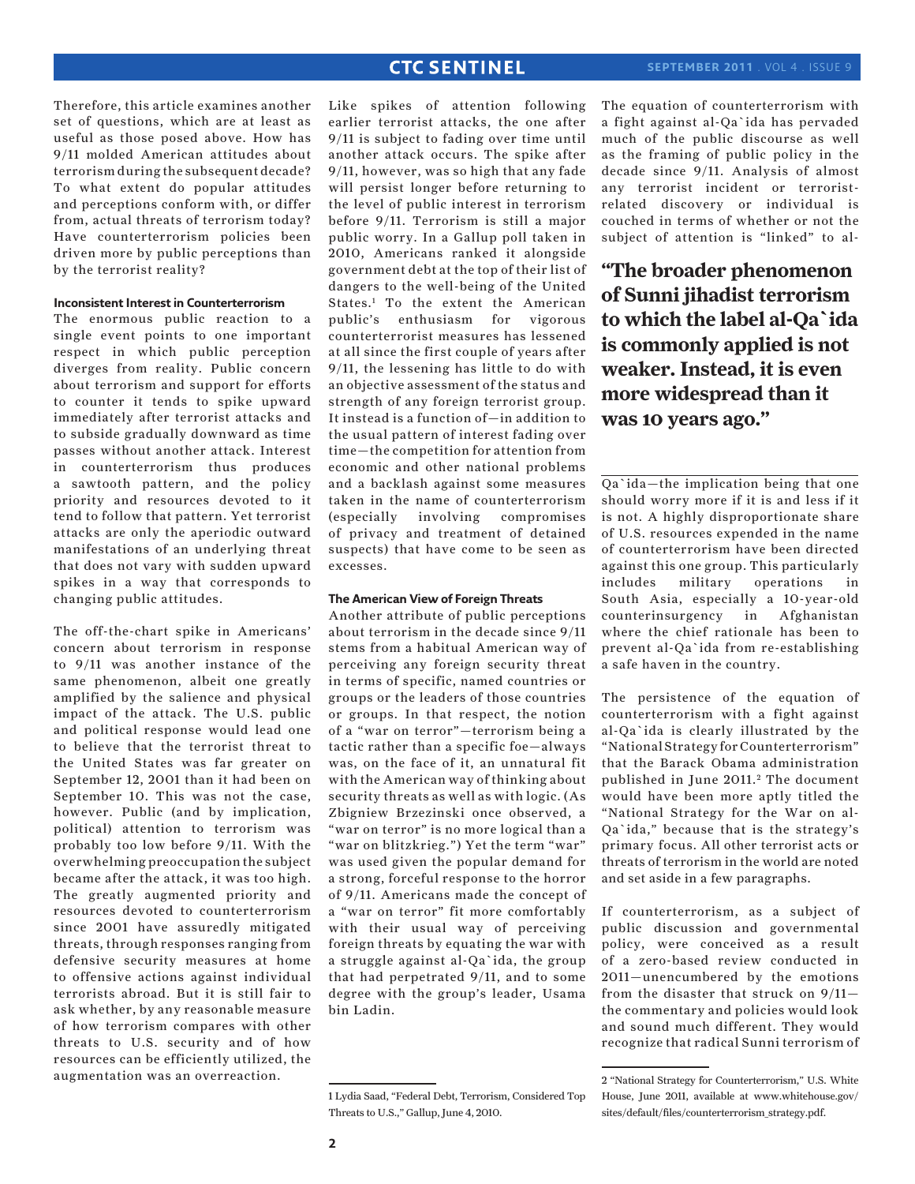Therefore, this article examines another set of questions, which are at least as useful as those posed above. How has 9/11 molded American attitudes about terrorism during the subsequent decade? To what extent do popular attitudes and perceptions conform with, or differ from, actual threats of terrorism today? Have counterterrorism policies been driven more by public perceptions than by the terrorist reality?

#### Inconsistent Interest in Counterterrorism

The enormous public reaction to a single event points to one important respect in which public perception diverges from reality. Public concern about terrorism and support for efforts to counter it tends to spike upward immediately after terrorist attacks and to subside gradually downward as time passes without another attack. Interest in counterterrorism thus produces a sawtooth pattern, and the policy priority and resources devoted to it tend to follow that pattern. Yet terrorist attacks are only the aperiodic outward manifestations of an underlying threat that does not vary with sudden upward spikes in a way that corresponds to changing public attitudes.

The off-the-chart spike in Americans' concern about terrorism in response to 9/11 was another instance of the same phenomenon, albeit one greatly amplified by the salience and physical impact of the attack. The U.S. public and political response would lead one to believe that the terrorist threat to the United States was far greater on September 12, 2001 than it had been on September 10. This was not the case, however. Public (and by implication, political) attention to terrorism was probably too low before 9/11. With the overwhelming preoccupation the subject became after the attack, it was too high. The greatly augmented priority and resources devoted to counterterrorism since 2001 have assuredly mitigated threats, through responses ranging from defensive security measures at home to offensive actions against individual terrorists abroad. But it is still fair to ask whether, by any reasonable measure of how terrorism compares with other threats to U.S. security and of how resources can be efficiently utilized, the augmentation was an overreaction.

Like spikes of attention following earlier terrorist attacks, the one after 9/11 is subject to fading over time until another attack occurs. The spike after 9/11, however, was so high that any fade will persist longer before returning to the level of public interest in terrorism before 9/11. Terrorism is still a major public worry. In a Gallup poll taken in 2010, Americans ranked it alongside government debt at the top of their list of dangers to the well-being of the United States.[1] To the extent the American public's enthusiasm for vigorous counterterrorist measures has lessened at all since the first couple of years after 9/11, the lessening has little to do with an objective assessment of the status and strength of any foreign terrorist group. It instead is a function of—in addition to the usual pattern of interest fading over time—the competition for attention from economic and other national problems and a backlash against some measures taken in the name of counterterrorism (especially involving compromises of privacy and treatment of detained suspects) that have come to be seen as excesses.

#### The American View of Foreign Threats

Another attribute of public perceptions about terrorism in the decade since 9/11 stems from a habitual American way of perceiving any foreign security threat in terms of specific, named countries or groups or the leaders of those countries or groups. In that respect, the notion of a "war on terror"—terrorism being a tactic rather than a specific foe—always was, on the face of it, an unnatural fit with the American way of thinking about security threats as well as with logic. (As Zbigniew Brzezinski once observed, a "war on terror" is no more logical than a "war on blitzkrieg.") Yet the term "war" was used given the popular demand for a strong, forceful response to the horror of 9/11. Americans made the concept of a "war on terror" fit more comfortably with their usual way of perceiving foreign threats by equating the war with a struggle against al-Qa`ida, the group that had perpetrated 9/11, and to some degree with the group's leader, Usama bin Ladin.

The equation of counterterrorism with a fight against al-Qa`ida has pervaded much of the public discourse as well as the framing of public policy in the decade since 9/11. Analysis of almost any terrorist incident or terrorist-related discovery or individual is couched in terms of whether or not the subject of attention is "linked" to al-Qa`ida—the implication being that one should worry more if it is and less if it is not. A highly disproportionate share of U.S. resources expended in the name of counterterrorism have been directed against this one group. This particularly includes military operations in South Asia, especially a 10-year-old counterinsurgency in Afghanistan where the chief rationale has been to prevent al-Qa`ida from re-establishing a safe haven in the country.

**"The broader phenomenon of Sunni jihadist terrorism to which the label al-Qa`ida is commonly applied is not weaker. Instead, it is even more widespread than it was 10 years ago."**

The persistence of the equation of counterterrorism with a fight against al-Qa`ida is clearly illustrated by the "National Strategy for Counterterrorism" that the Barack Obama administration published in June 2011.[2] The document would have been more aptly titled the "National Strategy for the War on al-Qa`ida," because that is the strategy's primary focus. All other terrorist acts or threats of terrorism in the world are noted and set aside in a few paragraphs.

If counterterrorism, as a subject of public discussion and governmental policy, were conceived as a result of a zero-based review conducted in 2011—unencumbered by the emotions from the disaster that struck on 9/11—the commentary and policies would look and sound much different. They would recognize that radical Sunni terrorism of

---

[1] Lydia Saad, "Federal Debt, Terrorism, Considered Top Threats to U.S.," Gallup, June 4, 2010.

[2] "National Strategy for Counterterrorism," U.S. White House, June 2011, available at www.whitehouse.gov/sites/default/files/counterterrorism_strategy.pdf.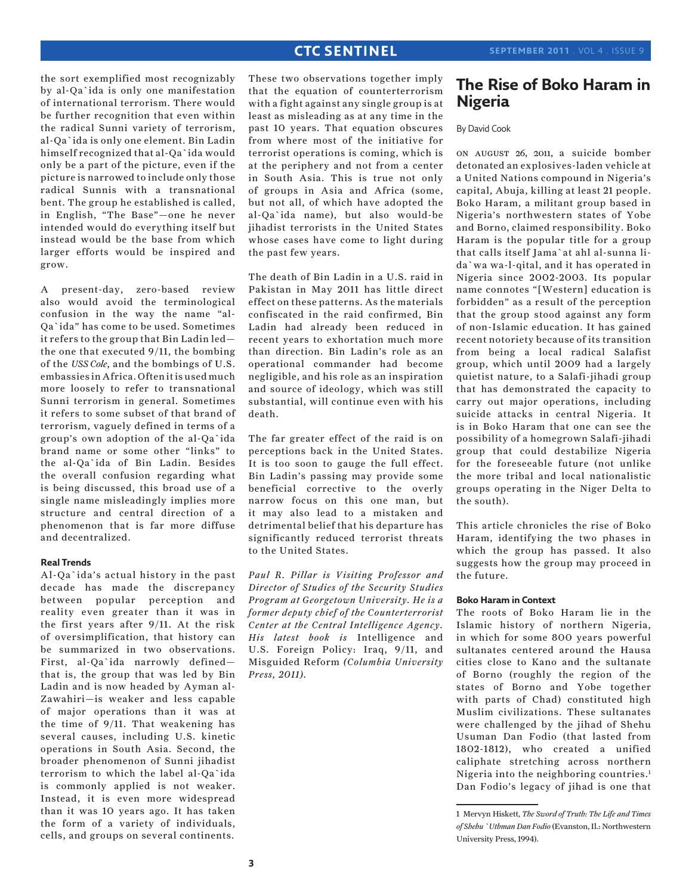the sort exemplified most recognizably by al-Qa`ida is only one manifestation of international terrorism. There would be further recognition that even within the radical Sunni variety of terrorism, al-Qa`ida is only one element. Bin Ladin himself recognized that al-Qa`ida would only be a part of the picture, even if the picture is narrowed to include only those radical Sunnis with a transnational bent. The group he established is called, in English, "The Base"—one he never intended would do everything itself but instead would be the base from which larger efforts would be inspired and grow.

A present-day, zero-based review also would avoid the terminological confusion in the way the name "al-Qa`ida" has come to be used. Sometimes it refers to the group that Bin Ladin led—the one that executed 9/11, the bombing of the *USS Cole*, and the bombings of U.S. embassies in Africa. Often it is used much more loosely to refer to transnational Sunni terrorism in general. Sometimes it refers to some subset of that brand of terrorism, vaguely defined in terms of a group's own adoption of the al-Qa`ida brand name or some other "links" to the al-Qa`ida of Bin Ladin. Besides the overall confusion regarding what is being discussed, this broad use of a single name misleadingly implies more structure and central direction of a phenomenon that is far more diffuse and decentralized.

**Real Trends**

Al-Qa`ida's actual history in the past decade has made the discrepancy between popular perception and reality even greater than it was in the first years after 9/11. At the risk of oversimplification, that history can be summarized in two observations. First, al-Qa`ida narrowly defined—that is, the group that was led by Bin Ladin and is now headed by Ayman al-Zawahiri—is weaker and less capable of major operations than it was at the time of 9/11. That weakening has several causes, including U.S. kinetic operations in South Asia. Second, the broader phenomenon of Sunni jihadist terrorism to which the label al-Qa`ida is commonly applied is not weaker. Instead, it is even more widespread than it was 10 years ago. It has taken the form of a variety of individuals, cells, and groups on several continents.

These two observations together imply that the equation of counterterrorism with a fight against any single group is at least as misleading as at any time in the past 10 years. That equation obscures from where most of the initiative for terrorist operations is coming, which is at the periphery and not from a center in South Asia. This is true not only of groups in Asia and Africa (some, but not all, of which have adopted the al-Qa`ida name), but also would-be jihadist terrorists in the United States whose cases have come to light during the past few years.

The death of Bin Ladin in a U.S. raid in Pakistan in May 2011 has little direct effect on these patterns. As the materials confiscated in the raid confirmed, Bin Ladin had already been reduced in recent years to exhortation much more than direction. Bin Ladin's role as an operational commander had become negligible, and his role as an inspiration and source of ideology, which was still substantial, will continue even with his death.

The far greater effect of the raid is on perceptions back in the United States. It is too soon to gauge the full effect. Bin Ladin's passing may provide some beneficial corrective to the overly narrow focus on this one man, but it may also lead to a mistaken and detrimental belief that his departure has significantly reduced terrorist threats to the United States.

*Paul R. Pillar is Visiting Professor and Director of Studies of the Security Studies Program at Georgetown University. He is a former deputy chief of the Counterterrorist Center at the Central Intelligence Agency. His latest book is* Intelligence and U.S. Foreign Policy: Iraq, 9/11, and Misguided Reform *(Columbia University Press, 2011).*

# The Rise of Boko Haram in Nigeria

By David Cook

On August 26, 2011, a suicide bomber detonated an explosives-laden vehicle at a United Nations compound in Nigeria's capital, Abuja, killing at least 21 people. Boko Haram, a militant group based in Nigeria's northwestern states of Yobe and Borno, claimed responsibility. Boko Haram is the popular title for a group that calls itself Jama`at ahl al-sunna li-da`wa wa-l-qital, and it has operated in Nigeria since 2002-2003. Its popular name connotes "[Western] education is forbidden" as a result of the perception that the group stood against any form of non-Islamic education. It has gained recent notoriety because of its transition from being a local radical Salafist group, which until 2009 had a largely quietist nature, to a Salafi-jihadi group that has demonstrated the capacity to carry out major operations, including suicide attacks in central Nigeria. It is in Boko Haram that one can see the possibility of a homegrown Salafi-jihadi group that could destabilize Nigeria for the foreseeable future (not unlike the more tribal and local nationalistic groups operating in the Niger Delta to the south).

This article chronicles the rise of Boko Haram, identifying the two phases in which the group has passed. It also suggests how the group may proceed in the future.

**Boko Haram in Context**

The roots of Boko Haram lie in the Islamic history of northern Nigeria, in which for some 800 years powerful sultanates centered around the Hausa cities close to Kano and the sultanate of Borno (roughly the region of the states of Borno and Yobe together with parts of Chad) constituted high Muslim civilizations. These sultanates were challenged by the jihad of Shehu Usuman Dan Fodio (that lasted from 1802-1812), who created a unified caliphate stretching across northern Nigeria into the neighboring countries.[1] Dan Fodio's legacy of jihad is one that

1 Mervyn Hiskett, *The Sword of Truth: The Life and Times of Shehu `Uthman Dan Fodio* (Evanston, Il.: Northwestern University Press, 1994).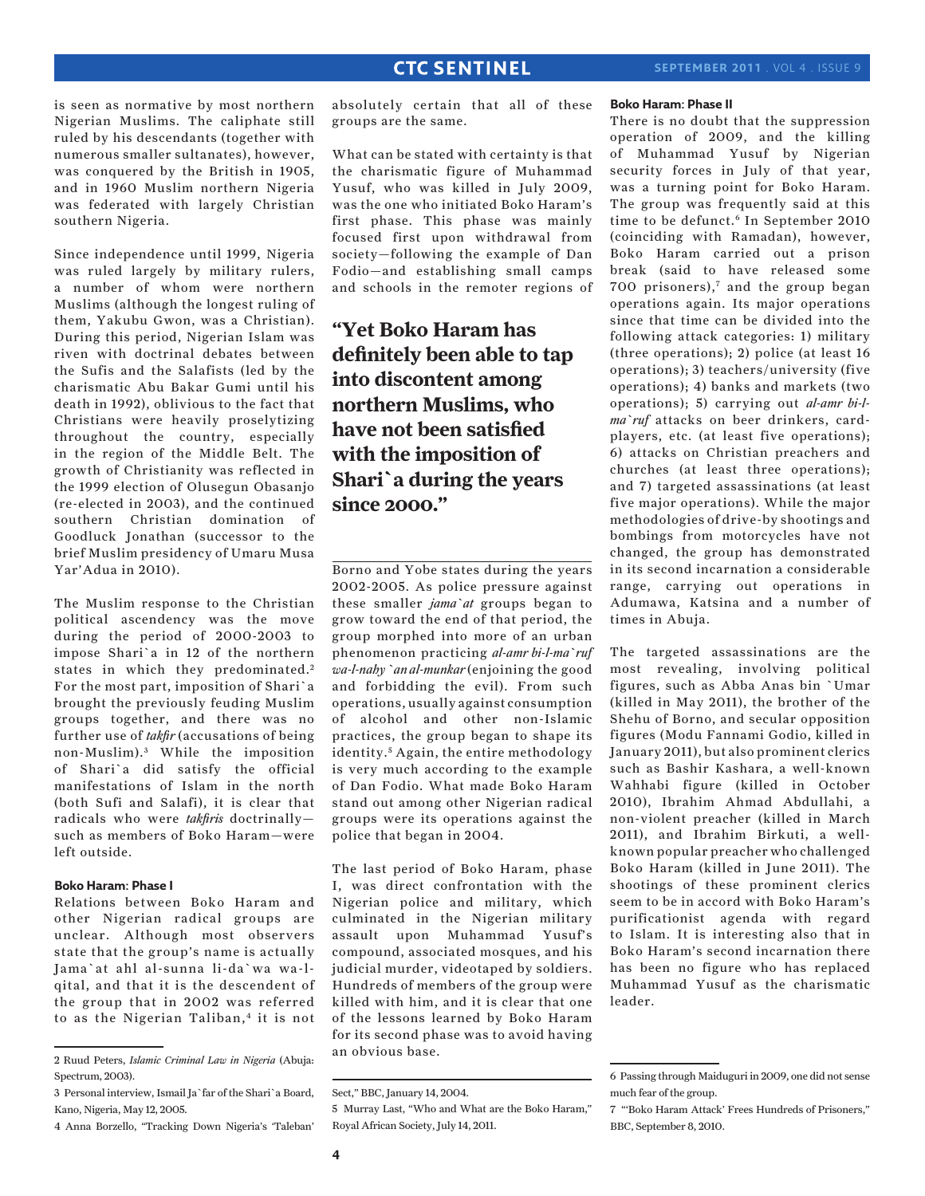is seen as normative by most northern Nigerian Muslims. The caliphate still ruled by his descendants (together with numerous smaller sultanates), however, was conquered by the British in 1905, and in 1960 Muslim northern Nigeria was federated with largely Christian southern Nigeria.

Since independence until 1999, Nigeria was ruled largely by military rulers, a number of whom were northern Muslims (although the longest ruling of them, Yakubu Gwon, was a Christian). During this period, Nigerian Islam was riven with doctrinal debates between the Sufis and the Salafists (led by the charismatic Abu Bakar Gumi until his death in 1992), oblivious to the fact that Christians were heavily proselytizing throughout the country, especially in the region of the Middle Belt. The growth of Christianity was reflected in the 1999 election of Olusegun Obasanjo (re-elected in 2003), and the continued southern Christian domination of Goodluck Jonathan (successor to the brief Muslim presidency of Umaru Musa Yar'Adua in 2010).

The Muslim response to the Christian political ascendancy was the move during the period of 2000-2003 to impose Shari`a in 12 of the northern states in which they predominated.[2] For the most part, imposition of Shari`a brought the previously feuding Muslim groups together, and there was no further use of *takfir* (accusations of being non-Muslim).[3] While the imposition of Shari`a did satisfy the official manifestations of Islam in the north (both Sufi and Salafi), it is clear that radicals who were *takfiris* doctrinally—such as members of Boko Haram—were left outside.

#### Boko Haram: Phase I

Relations between Boko Haram and other Nigerian radical groups are unclear. Although most observers state that the group's name is actually Jama`at ahl al-sunna li-da`wa wa-l-qital, and that it is the descendent of the group that in 2002 was referred to as the Nigerian Taliban,[4] it is not absolutely certain that all of these groups are the same.

What can be stated with certainty is that the charismatic figure of Muhammad Yusuf, who was killed in July 2009, was the one who initiated Boko Haram's first phase. This phase was mainly focused first upon withdrawal from society—following the example of Dan Fodio—and establishing small camps and schools in the remoter regions of Borno and Yobe states during the years 2002-2005. As police pressure against these smaller *jama`at* groups began to grow toward the end of that period, the group morphed into more of an urban phenomenon practicing *al-amr bi-l-ma`ruf wa-l-nahy `an al-munkar* (enjoining the good and forbidding the evil). From such operations, usually against consumption of alcohol and other non-Islamic practices, the group began to shape its identity.[5] Again, the entire methodology is very much according to the example of Dan Fodio. What made Boko Haram stand out among other Nigerian radical groups were its operations against the police that began in 2004.

> **"Yet Boko Haram has definitely been able to tap into discontent among northern Muslims, who have not been satisfied with the imposition of Shari`a during the years since 2000."**

The last period of Boko Haram, phase I, was direct confrontation with the Nigerian police and military, which culminated in the Nigerian military assault upon Muhammad Yusuf's compound, associated mosques, and his judicial murder, videotaped by soldiers. Hundreds of members of the group were killed with him, and it is clear that one of the lessons learned by Boko Haram for its second phase was to avoid having an obvious base.

#### Boko Haram: Phase II

There is no doubt that the suppression operation of 2009, and the killing of Muhammad Yusuf by Nigerian security forces in July of that year, was a turning point for Boko Haram. The group was frequently said at this time to be defunct.[6] In September 2010 (coinciding with Ramadan), however, Boko Haram carried out a prison break (said to have released some 700 prisoners),[7] and the group began operations again. Its major operations since that time can be divided into the following attack categories: 1) military (three operations); 2) police (at least 16 operations); 3) teachers/university (five operations); 4) banks and markets (two operations); 5) carrying out *al-amr bi-l-ma`ruf* attacks on beer drinkers, card-players, etc. (at least five operations); 6) attacks on Christian preachers and churches (at least three operations); and 7) targeted assassinations (at least five major operations). While the major methodologies of drive-by shootings and bombings from motorcycles have not changed, the group has demonstrated in its second incarnation a considerable range, carrying out operations in Adumawa, Katsina and a number of times in Abuja.

The targeted assassinations are the most revealing, involving political figures, such as Abba Anas bin `Umar (killed in May 2011), the brother of the Shehu of Borno, and secular opposition figures (Modu Fannami Godio, killed in January 2011), but also prominent clerics such as Bashir Kashara, a well-known Wahhabi figure (killed in October 2010), Ibrahim Ahmad Abdullahi, a non-violent preacher (killed in March 2011), and Ibrahim Birkuti, a well-known popular preacher who challenged Boko Haram (killed in June 2011). The shootings of these prominent clerics seem to be in accord with Boko Haram's purificationist agenda with regard to Islam. It is interesting also that in Boko Haram's second incarnation there has been no figure who has replaced Muhammad Yusuf as the charismatic leader.

---

2 Ruud Peters, *Islamic Criminal Law in Nigeria* (Abuja: Spectrum, 2003).

3 Personal interview, Ismail Ja`far of the Shari`a Board, Kano, Nigeria, May 12, 2005.

4 Anna Borzello, "Tracking Down Nigeria's 'Taleban' Sect," BBC, January 14, 2004.

5 Murray Last, "Who and What are the Boko Haram," Royal African Society, July 14, 2011.

6 Passing through Maiduguri in 2009, one did not sense much fear of the group.

7 "'Boko Haram Attack' Frees Hundreds of Prisoners," BBC, September 8, 2010.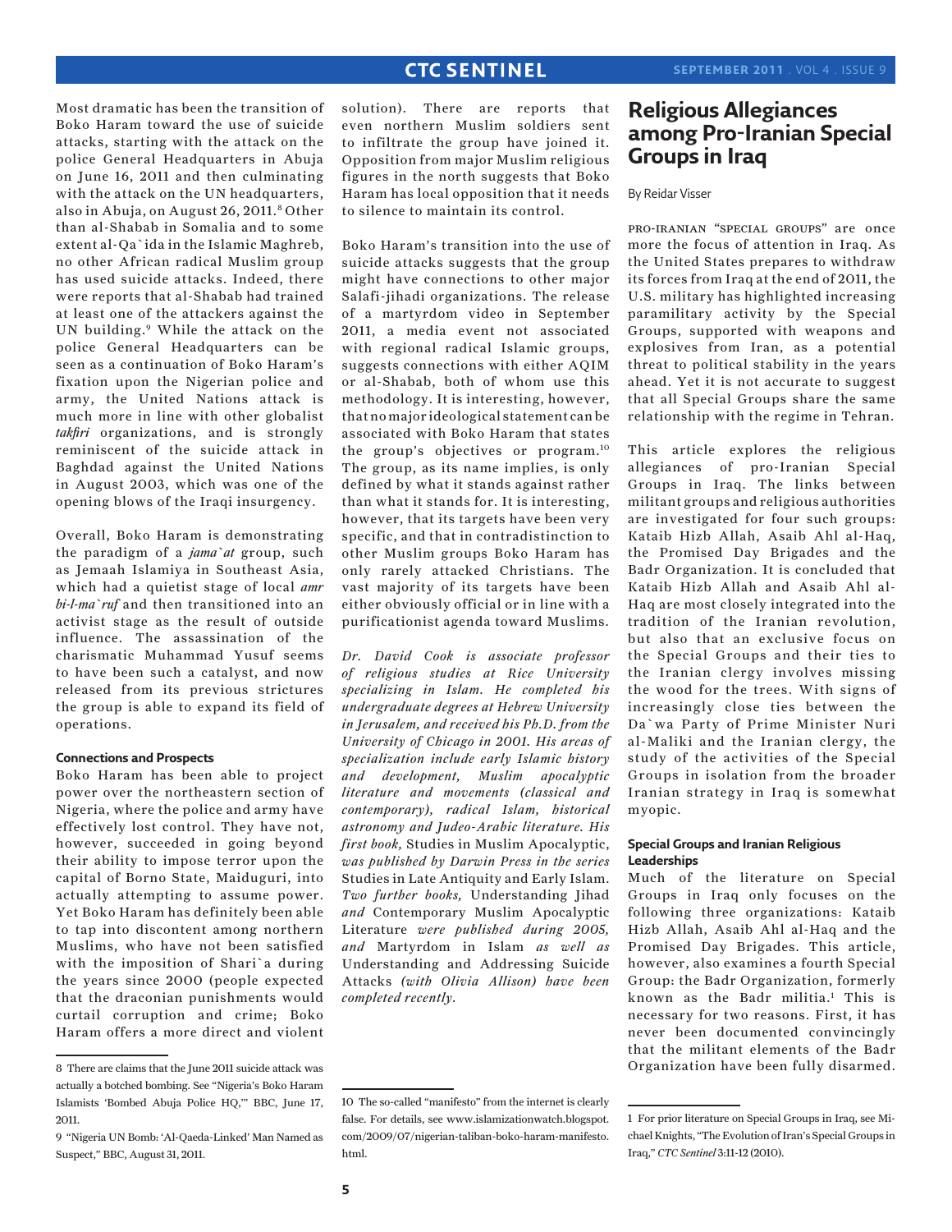Most dramatic has been the transition of Boko Haram toward the use of suicide attacks, starting with the attack on the police General Headquarters in Abuja on June 16, 2011 and then culminating with the attack on the UN headquarters, also in Abuja, on August 26, 2011.[8] Other than al-Shabab in Somalia and to some extent al-Qa`ida in the Islamic Maghreb, no other African radical Muslim group has used suicide attacks. Indeed, there were reports that al-Shabab had trained at least one of the attackers against the UN building.[9] While the attack on the police General Headquarters can be seen as a continuation of Boko Haram's fixation upon the Nigerian police and army, the United Nations attack is much more in line with other globalist *takfiri* organizations, and is strongly reminiscent of the suicide attack in Baghdad against the United Nations in August 2003, which was one of the opening blows of the Iraqi insurgency.

Overall, Boko Haram is demonstrating the paradigm of a *jama`at* group, such as Jemaah Islamiya in Southeast Asia, which had a quietist stage of local *amr bi-l-ma`ruf* and then transitioned into an activist stage as the result of outside influence. The assassination of the charismatic Muhammad Yusuf seems to have been such a catalyst, and now released from its previous strictures the group is able to expand its field of operations.

#### Connections and Prospects

Boko Haram has been able to project power over the northeastern section of Nigeria, where the police and army have effectively lost control. They have not, however, succeeded in going beyond their ability to impose terror upon the capital of Borno State, Maiduguri, into actually attempting to assume power. Yet Boko Haram has definitely been able to tap into discontent among northern Muslims, who have not been satisfied with the imposition of Shari`a during the years since 2000 (people expected that the draconian punishments would curtail corruption and crime; Boko Haram offers a more direct and violent solution). There are reports that even northern Muslim soldiers sent to infiltrate the group have joined it. Opposition from major Muslim religious figures in the north suggests that Boko Haram has local opposition that it needs to silence to maintain its control.

Boko Haram's transition into the use of suicide attacks suggests that the group might have connections to other major Salafi-jihadi organizations. The release of a martyrdom video in September 2011, a media event not associated with regional radical Islamic groups, suggests connections with either AQIM or al-Shabab, both of whom use this methodology. It is interesting, however, that no major ideological statement can be associated with Boko Haram that states the group's objectives or program.[10] The group, as its name implies, is only defined by what it stands against rather than what it stands for. It is interesting, however, that its targets have been very specific, and that in contradistinction to other Muslim groups Boko Haram has only rarely attacked Christians. The vast majority of its targets have been either obviously official or in line with a purificationist agenda toward Muslims.

*Dr. David Cook is associate professor of religious studies at Rice University specializing in Islam. He completed his undergraduate degrees at Hebrew University in Jerusalem, and received his Ph.D. from the University of Chicago in 2001. His areas of specialization include early Islamic history and development, Muslim apocalyptic literature and movements (classical and contemporary), radical Islam, historical astronomy and Judeo-Arabic literature. His first book,* Studies in Muslim Apocalyptic, *was published by Darwin Press in the series* Studies in Late Antiquity and Early Islam. *Two further books,* Understanding Jihad *and* Contemporary Muslim Apocalyptic Literature *were published during 2005, and* Martyrdom in Islam *as well as* Understanding and Addressing Suicide Attacks *(with Olivia Allison) have been completed recently.*

8 There are claims that the June 2011 suicide attack was actually a botched bombing. See "Nigeria's Boko Haram Islamists 'Bombed Abuja Police HQ,'" BBC, June 17, 2011.

9 "Nigeria UN Bomb: 'Al-Qaeda-Linked' Man Named as Suspect," BBC, August 31, 2011.

10 The so-called "manifesto" from the internet is clearly false. For details, see www.islamizationwatch.blogspot.com/2009/07/nigerian-taliban-boko-haram-manifesto.html.

# Religious Allegiances among Pro-Iranian Special Groups in Iraq

By Reidar Visser

PRO-IRANIAN "SPECIAL GROUPS" are once more the focus of attention in Iraq. As the United States prepares to withdraw its forces from Iraq at the end of 2011, the U.S. military has highlighted increasing paramilitary activity by the Special Groups, supported with weapons and explosives from Iran, as a potential threat to political stability in the years ahead. Yet it is not accurate to suggest that all Special Groups share the same relationship with the regime in Tehran.

This article explores the religious allegiances of pro-Iranian Special Groups in Iraq. The links between militant groups and religious authorities are investigated for four such groups: Kataib Hizb Allah, Asaib Ahl al-Haq, the Promised Day Brigades and the Badr Organization. It is concluded that Kataib Hizb Allah and Asaib Ahl al-Haq are most closely integrated into the tradition of the Iranian revolution, but also that an exclusive focus on the Special Groups and their ties to the Iranian clergy involves missing the wood for the trees. With signs of increasingly close ties between the Da`wa Party of Prime Minister Nuri al-Maliki and the Iranian clergy, the study of the activities of the Special Groups in isolation from the broader Iranian strategy in Iraq is somewhat myopic.

#### Special Groups and Iranian Religious Leaderships

Much of the literature on Special Groups in Iraq only focuses on the following three organizations: Kataib Hizb Allah, Asaib Ahl al-Haq and the Promised Day Brigades. This article, however, also examines a fourth Special Group: the Badr Organization, formerly known as the Badr militia.[1] This is necessary for two reasons. First, it has never been documented convincingly that the militant elements of the Badr Organization have been fully disarmed.

1 For prior literature on Special Groups in Iraq, see Michael Knights, "The Evolution of Iran's Special Groups in Iraq," *CTC Sentinel* 3:11-12 (2010).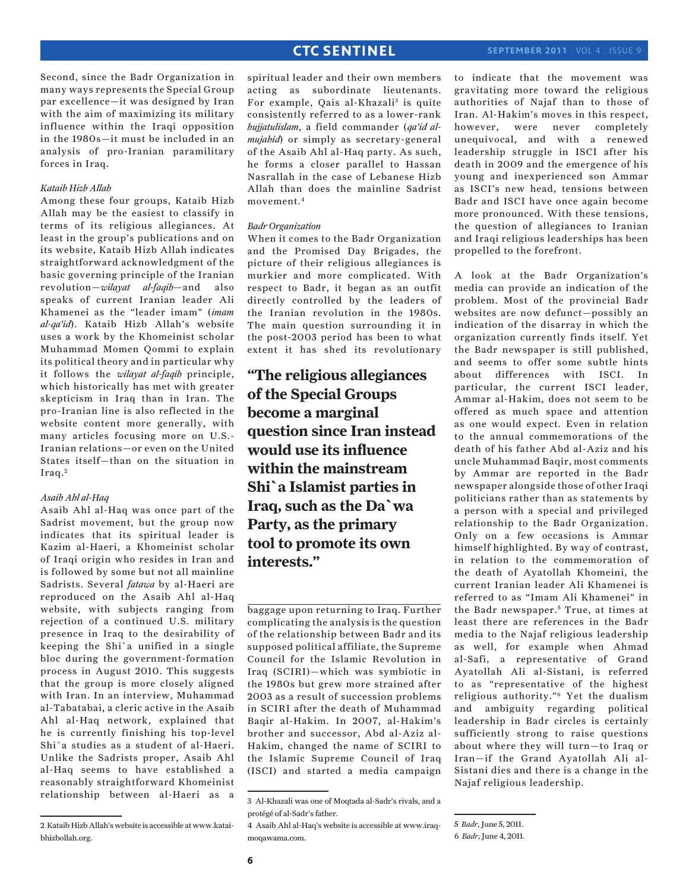Second, since the Badr Organization in many ways represents the Special Group par excellence—it was designed by Iran with the aim of maximizing its military influence within the Iraqi opposition in the 1980s—it must be included in an analysis of pro-Iranian paramilitary forces in Iraq.

### *Kataib Hizb Allah*

Among these four groups, Kataib Hizb Allah may be the easiest to classify in terms of its religious allegiances. At least in the group's publications and on its website, Kataib Hizb Allah indicates straightforward acknowledgment of the basic governing principle of the Iranian revolution—*wilayat al-faqih*—and also speaks of current Iranian leader Ali Khamenei as the "leader imam" (*imam al-qa'id*). Kataib Hizb Allah's website uses a work by the Khomeinist scholar Muhammad Momen Qommi to explain its political theory and in particular why it follows the *wilayat al-faqih* principle, which historically has met with greater skepticism in Iraq than in Iran. The pro-Iranian line is also reflected in the website content more generally, with many articles focusing more on U.S.-Iranian relations—or even on the United States itself—than on the situation in Iraq.[2]

### *Asaib Ahl al-Haq*

Asaib Ahl al-Haq was once part of the Sadrist movement, but the group now indicates that its spiritual leader is Kazim al-Haeri, a Khomeinist scholar of Iraqi origin who resides in Iran and is followed by some but not all mainline Sadrists. Several *fatawa* by al-Haeri are reproduced on the Asaib Ahl al-Haq website, with subjects ranging from rejection of a continued U.S. military presence in Iraq to the desirability of keeping the Shi`a unified in a single bloc during the government-formation process in August 2010. This suggests that the group is more closely aligned with Iran. In an interview, Muhammad al-Tabatabai, a cleric active in the Asaib Ahl al-Haq network, explained that he is currently finishing his top-level Shi`a studies as a student of al-Haeri. Unlike the Sadrists proper, Asaib Ahl al-Haq seems to have established a reasonably straightforward Khomeinist relationship between al-Haeri as a spiritual leader and their own members acting as subordinate lieutenants. For example, Qais al-Khazali[3] is quite consistently referred to as a lower-rank *hujjatulislam*, a field commander (*qa'id al-mujahid*) or simply as secretary-general of the Asaib Ahl al-Haq party. As such, he forms a closer parallel to Hassan Nasrallah in the case of Lebanese Hizb Allah than does the mainline Sadrist movement.[4]

### *Badr Organization*

When it comes to the Badr Organization and the Promised Day Brigades, the picture of their religious allegiances is murkier and more complicated. With respect to Badr, it began as an outfit directly controlled by the leaders of the Iranian revolution in the 1980s. The main question surrounding it in the post-2003 period has been to what extent it has shed its revolutionary baggage upon returning to Iraq. Further complicating the analysis is the question of the relationship between Badr and its supposed political affiliate, the Supreme Council for the Islamic Revolution in Iraq (SCIRI)—which was symbiotic in the 1980s but grew more strained after 2003 as a result of succession problems in SCIRI after the death of Muhammad Baqir al-Hakim. In 2007, al-Hakim's brother and successor, Abd al-Aziz al-Hakim, changed the name of SCIRI to the Islamic Supreme Council of Iraq (ISCI) and started a media campaign to indicate that the movement was gravitating more toward the religious authorities of Najaf than to those of Iran. Al-Hakim's moves in this respect, however, were never completely unequivocal, and with a renewed leadership struggle in ISCI after his death in 2009 and the emergence of his young and inexperienced son Ammar as ISCI's new head, tensions between Badr and ISCI have once again become more pronounced. With these tensions, the question of allegiances to Iranian and Iraqi religious leaderships has been propelled to the forefront.

**"The religious allegiances of the Special Groups become a marginal question since Iran instead would use its influence within the mainstream Shi`a Islamist parties in Iraq, such as the Da`wa Party, as the primary tool to promote its own interests."**

A look at the Badr Organization's media can provide an indication of the problem. Most of the provincial Badr websites are now defunct—possibly an indication of the disarray in which the organization currently finds itself. Yet the Badr newspaper is still published, and seems to offer some subtle hints about differences with ISCI. In particular, the current ISCI leader, Ammar al-Hakim, does not seem to be offered as much space and attention as one would expect. Even in relation to the annual commemorations of the death of his father Abd al-Aziz and his uncle Muhammad Baqir, most comments by Ammar are reported in the Badr newspaper alongside those of other Iraqi politicians rather than as statements by a person with a special and privileged relationship to the Badr Organization. Only on a few occasions is Ammar himself highlighted. By way of contrast, in relation to the commemoration of the death of Ayatollah Khomeini, the current Iranian leader Ali Khamenei is referred to as "Imam Ali Khamenei" in the Badr newspaper.[5] True, at times at least there are references in the Badr media to the Najaf religious leadership as well, for example when Ahmad al-Safi, a representative of Grand Ayatollah Ali al-Sistani, is referred to as "representative of the highest religious authority."[6] Yet the dualism and ambiguity regarding political leadership in Badr circles is certainly sufficiently strong to raise questions about where they will turn—to Iraq or Iran—if the Grand Ayatollah Ali al-Sistani dies and there is a change in the Najaf religious leadership.

---

2 Kataib Hizb Allah's website is accessible at www.kataibhizbollah.org.

3 Al-Khazali was one of Moqtada al-Sadr's rivals, and a protégé of al-Sadr's father.

4 Asaib Ahl al-Haq's website is accessible at www.iraq-moqawama.com.

5 *Badr*, June 5, 2011.

6 *Badr*, June 4, 2011.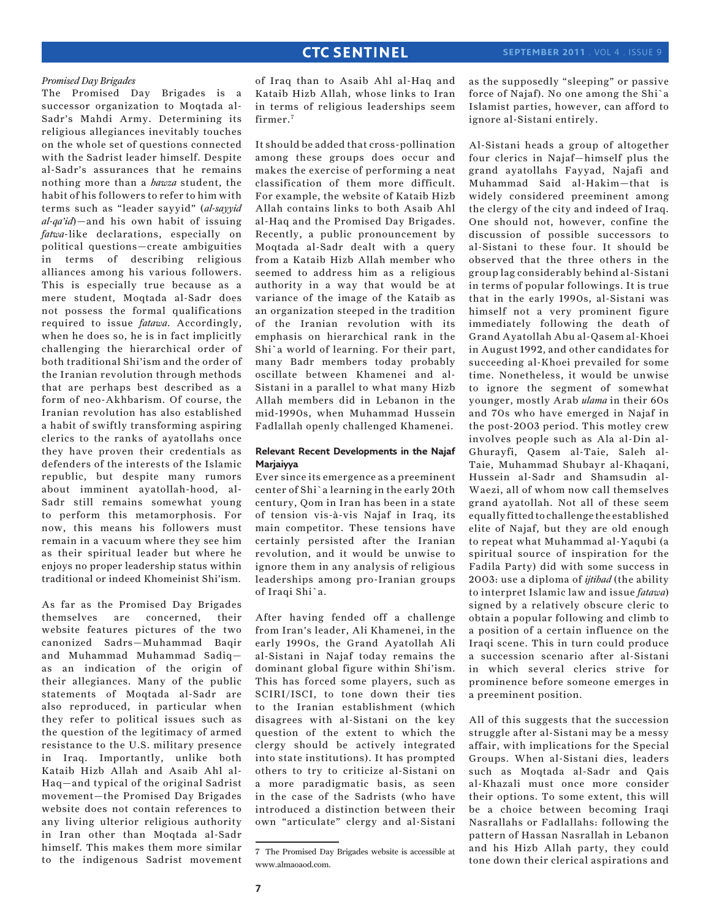*Promised Day Brigades*

The Promised Day Brigades is a successor organization to Moqtada al-Sadr's Mahdi Army. Determining its religious allegiances inevitably touches on the whole set of questions connected with the Sadrist leader himself. Despite al-Sadr's assurances that he remains nothing more than a *hawza* student, the habit of his followers to refer to him with terms such as "leader sayyid" (*al-sayyid al-qa'id*)—and his own habit of issuing *fatwa*-like declarations, especially on political questions—create ambiguities in terms of describing religious alliances among his various followers. This is especially true because as a mere student, Moqtada al-Sadr does not possess the formal qualifications required to issue *fatawa*. Accordingly, when he does so, he is in fact implicitly challenging the hierarchical order of both traditional Shi'ism and the order of the Iranian revolution through methods that are perhaps best described as a form of neo-Akhbarism. Of course, the Iranian revolution has also established a habit of swiftly transforming aspiring clerics to the ranks of ayatollahs once they have proven their credentials as defenders of the interests of the Islamic republic, but despite many rumors about imminent ayatollah-hood, al-Sadr still remains somewhat young to perform this metamorphosis. For now, this means his followers must remain in a vacuum where they see him as their spiritual leader but where he enjoys no proper leadership status within traditional or indeed Khomeinist Shi'ism.

As far as the Promised Day Brigades themselves are concerned, their website features pictures of the two canonized Sadrs—Muhammad Baqir and Muhammad Muhammad Sadiq—as an indication of the origin of their allegiances. Many of the public statements of Moqtada al-Sadr are also reproduced, in particular when they refer to political issues such as the question of the legitimacy of armed resistance to the U.S. military presence in Iraq. Importantly, unlike both Kataib Hizb Allah and Asaib Ahl al-Haq—and typical of the original Sadrist movement—the Promised Day Brigades website does not contain references to any living ulterior religious authority in Iran other than Moqtada al-Sadr himself. This makes them more similar to the indigenous Sadrist movement of Iraq than to Asaib Ahl al-Haq and Kataib Hizb Allah, whose links to Iran in terms of religious leaderships seem firmer.[7]

It should be added that cross-pollination among these groups does occur and makes the exercise of performing a neat classification of them more difficult. For example, the website of Kataib Hizb Allah contains links to both Asaib Ahl al-Haq and the Promised Day Brigades. Recently, a public pronouncement by Moqtada al-Sadr dealt with a query from a Kataib Hizb Allah member who seemed to address him as a religious authority in a way that would be at variance of the image of the Kataib as an organization steeped in the tradition of the Iranian revolution with its emphasis on hierarchical rank in the Shi`a world of learning. For their part, many Badr members today probably oscillate between Khamenei and al-Sistani in a parallel to what many Hizb Allah members did in Lebanon in the mid-1990s, when Muhammad Hussein Fadlallah openly challenged Khamenei.

## Relevant Recent Developments in the Najaf Marjaiyya

Ever since its emergence as a preeminent center of Shi`a learning in the early 20th century, Qom in Iran has been in a state of tension vis-à-vis Najaf in Iraq, its main competitor. These tensions have certainly persisted after the Iranian revolution, and it would be unwise to ignore them in any analysis of religious leaderships among pro-Iranian groups of Iraqi Shi`a.

After having fended off a challenge from Iran's leader, Ali Khamenei, in the early 1990s, the Grand Ayatollah Ali al-Sistani in Najaf today remains the dominant global figure within Shi'ism. This has forced some players, such as SCIRI/ISCI, to tone down their ties to the Iranian establishment (which disagrees with al-Sistani on the key question of the extent to which the clergy should be actively integrated into state institutions). It has prompted others to try to criticize al-Sistani on a more paradigmatic basis, as seen in the case of the Sadrists (who have introduced a distinction between their own "articulate" clergy and al-Sistani as the supposedly "sleeping" or passive force of Najaf). No one among the Shi`a Islamist parties, however, can afford to ignore al-Sistani entirely.

Al-Sistani heads a group of altogether four clerics in Najaf—himself plus the grand ayatollahs Fayyad, Najafi and Muhammad Said al-Hakim—that is widely considered preeminent among the clergy of the city and indeed of Iraq. One should not, however, confine the discussion of possible successors to al-Sistani to these four. It should be observed that the three others in the group lag considerably behind al-Sistani in terms of popular followings. It is true that in the early 1990s, al-Sistani was himself not a very prominent figure immediately following the death of Grand Ayatollah Abu al-Qasem al-Khoei in August 1992, and other candidates for succeeding al-Khoei prevailed for some time. Nonetheless, it would be unwise to ignore the segment of somewhat younger, mostly Arab *ulama* in their 60s and 70s who have emerged in Najaf in the post-2003 period. This motley crew involves people such as Ala al-Din al-Ghurayfi, Qasem al-Taie, Saleh al-Taie, Muhammad Shubayr al-Khaqani, Hussein al-Sadr and Shamsudin al-Waezi, all of whom now call themselves grand ayatollah. Not all of these seem equally fitted to challenge the established elite of Najaf, but they are old enough to repeat what Muhammad al-Yaqubi (a spiritual source of inspiration for the Fadila Party) did with some success in 2003: use a diploma of *ijtihad* (the ability to interpret Islamic law and issue *fatawa*) signed by a relatively obscure cleric to obtain a popular following and climb to a position of a certain influence on the Iraqi scene. This in turn could produce a succession scenario after al-Sistani in which several clerics strive for prominence before someone emerges in a preeminent position.

All of this suggests that the succession struggle after al-Sistani may be a messy affair, with implications for the Special Groups. When al-Sistani dies, leaders such as Moqtada al-Sadr and Qais al-Khazali must once more consider their options. To some extent, this will be a choice between becoming Iraqi Nasrallahs or Fadlallahs: following the pattern of Hassan Nasrallah in Lebanon and his Hizb Allah party, they could tone down their clerical aspirations and

---

7 The Promised Day Brigades website is accessible at www.almaoaod.com.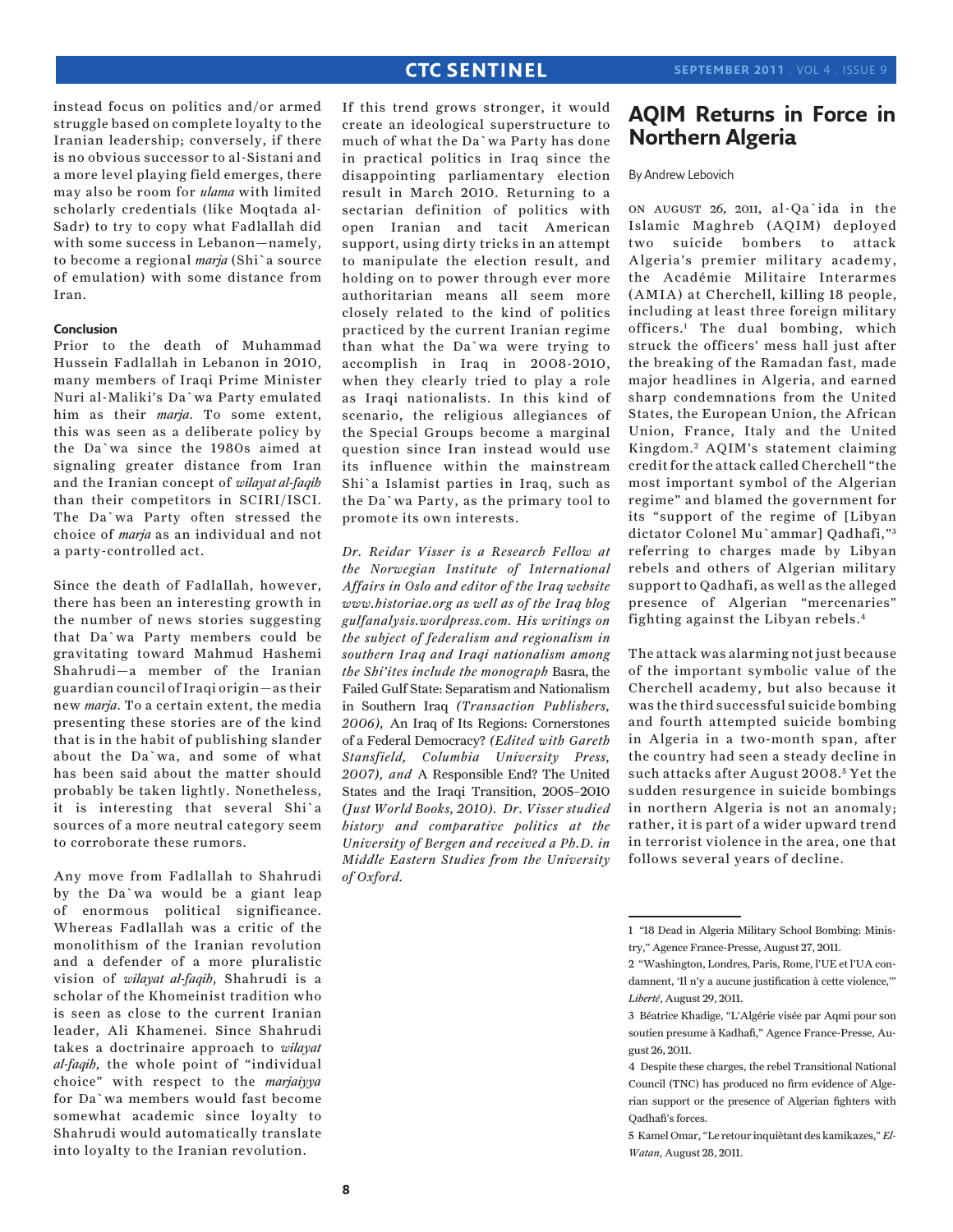instead focus on politics and/or armed struggle based on complete loyalty to the Iranian leadership; conversely, if there is no obvious successor to al-Sistani and a more level playing field emerges, there may also be room for *ulama* with limited scholarly credentials (like Moqtada al-Sadr) to try to copy what Fadlallah did with some success in Lebanon—namely, to become a regional *marja* (Shi`a source of emulation) with some distance from Iran.

### Conclusion

Prior to the death of Muhammad Hussein Fadlallah in Lebanon in 2010, many members of Iraqi Prime Minister Nuri al-Maliki's Da`wa Party emulated him as their *marja*. To some extent, this was seen as a deliberate policy by the Da`wa since the 1980s aimed at signaling greater distance from Iran and the Iranian concept of *wilayat al-faqih* than their competitors in SCIRI/ISCI. The Da`wa Party often stressed the choice of *marja* as an individual and not a party-controlled act.

Since the death of Fadlallah, however, there has been an interesting growth in the number of news stories suggesting that Da`wa Party members could be gravitating toward Mahmud Hashemi Shahrudi—a member of the Iranian guardian council of Iraqi origin—as their new *marja*. To a certain extent, the media presenting these stories are of the kind that is in the habit of publishing slander about the Da`wa, and some of what has been said about the matter should probably be taken lightly. Nonetheless, it is interesting that several Shi`a sources of a more neutral category seem to corroborate these rumors.

Any move from Fadlallah to Shahrudi by the Da`wa would be a giant leap of enormous political significance. Whereas Fadlallah was a critic of the monolithism of the Iranian revolution and a defender of a more pluralistic vision of *wilayat al-faqih*, Shahrudi is a scholar of the Khomeinist tradition who is seen as close to the current Iranian leader, Ali Khamenei. Since Shahrudi takes a doctrinaire approach to *wilayat al-faqih*, the whole point of "individual choice" with respect to the *marjaiyya* for Da`wa members would fast become somewhat academic since loyalty to Shahrudi would automatically translate into loyalty to the Iranian revolution.

If this trend grows stronger, it would create an ideological superstructure to much of what the Da`wa Party has done in practical politics in Iraq since the disappointing parliamentary election result in March 2010. Returning to a sectarian definition of politics with open Iranian and tacit American support, using dirty tricks in an attempt to manipulate the election result, and holding on to power through ever more authoritarian means all seem more closely related to the kind of politics practiced by the current Iranian regime than what the Da`wa were trying to accomplish in Iraq in 2008-2010, when they clearly tried to play a role as Iraqi nationalists. In this kind of scenario, the religious allegiances of the Special Groups become a marginal question since Iran instead would use its influence within the mainstream Shi`a Islamist parties in Iraq, such as the Da`wa Party, as the primary tool to promote its own interests.

*Dr. Reidar Visser is a Research Fellow at the Norwegian Institute of International Affairs in Oslo and editor of the Iraq website www.historiae.org as well as of the Iraq blog gulfanalysis.wordpress.com. His writings on the subject of federalism and regionalism in southern Iraq and Iraqi nationalism among the Shi'ites include the monograph* Basra, the Failed Gulf State: Separatism and Nationalism in Southern Iraq *(Transaction Publishers, 2006),* An Iraq of Its Regions: Cornerstones of a Federal Democracy? *(Edited with Gareth Stansfield, Columbia University Press, 2007), and* A Responsible End? The United States and the Iraqi Transition, 2005–2010 *(Just World Books, 2010). Dr. Visser studied history and comparative politics at the University of Bergen and received a Ph.D. in Middle Eastern Studies from the University of Oxford.*

# AQIM Returns in Force in Northern Algeria

By Andrew Lebovich

On August 26, 2011, al-Qa`ida in the Islamic Maghreb (AQIM) deployed two suicide bombers to attack Algeria's premier military academy, the Académie Militaire Interarmes (AMIA) at Cherchell, killing 18 people, including at least three foreign military officers.[1] The dual bombing, which struck the officers' mess hall just after the breaking of the Ramadan fast, made major headlines in Algeria, and earned sharp condemnations from the United States, the European Union, the African Union, France, Italy and the United Kingdom.[2] AQIM's statement claiming credit for the attack called Cherchell "the most important symbol of the Algerian regime" and blamed the government for its "support of the regime of [Libyan dictator Colonel Mu`ammar] Qadhafi,"[3] referring to charges made by Libyan rebels and others of Algerian military support to Qadhafi, as well as the alleged presence of Algerian "mercenaries" fighting against the Libyan rebels.[4]

The attack was alarming not just because of the important symbolic value of the Cherchell academy, but also because it was the third successful suicide bombing and fourth attempted suicide bombing in Algeria in a two-month span, after the country had seen a steady decline in such attacks after August 2008.[5] Yet the sudden resurgence in suicide bombings in northern Algeria is not an anomaly; rather, it is part of a wider upward trend in terrorist violence in the area, one that follows several years of decline.

---

1 "18 Dead in Algeria Military School Bombing: Ministry," Agence France-Presse, August 27, 2011.

2 "Washington, Londres, Paris, Rome, l'UE et l'UA condamnent, 'Il n'y a aucune justification à cette violence,'" *Liberté*, August 29, 2011.

3 Béatrice Khadige, "L'Algérie visée par Aqmi pour son soutien presume à Kadhafi," Agence France-Presse, August 26, 2011.

4 Despite these charges, the rebel Transitional National Council (TNC) has produced no firm evidence of Algerian support or the presence of Algerian fighters with Qadhafi's forces.

5 Kamel Omar, "Le retour inquiètant des kamikazes," *El-Watan*, August 28, 2011.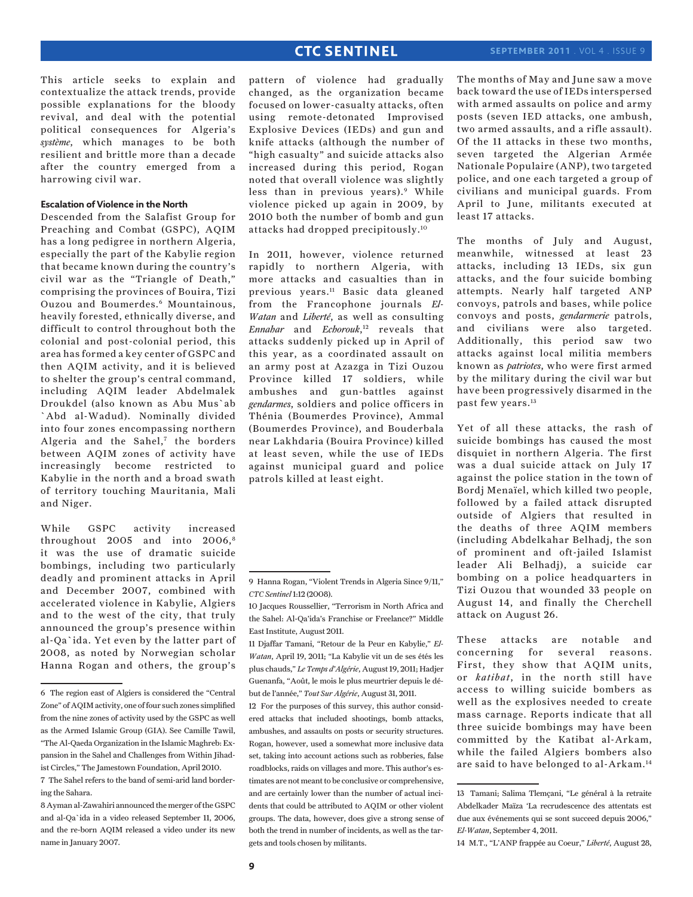This article seeks to explain and contextualize the attack trends, provide possible explanations for the bloody revival, and deal with the potential political consequences for Algeria's *système*, which manages to be both resilient and brittle more than a decade after the country emerged from a harrowing civil war.

#### Escalation of Violence in the North

Descended from the Salafist Group for Preaching and Combat (GSPC), AQIM has a long pedigree in northern Algeria, especially the part of the Kabylie region that became known during the country's civil war as the "Triangle of Death," comprising the provinces of Bouira, Tizi Ouzou and Boumerdes.[6] Mountainous, heavily forested, ethnically diverse, and difficult to control throughout both the colonial and post-colonial period, this area has formed a key center of GSPC and then AQIM activity, and it is believed to shelter the group's central command, including AQIM leader Abdelmalek Droukdel (also known as Abu Mus`ab `Abd al-Wadud). Nominally divided into four zones encompassing northern Algeria and the Sahel,[7] the borders between AQIM zones of activity have increasingly become restricted to Kabylie in the north and a broad swath of territory touching Mauritania, Mali and Niger.

While GSPC activity increased throughout 2005 and into 2006,[8] it was the use of dramatic suicide bombings, including two particularly deadly and prominent attacks in April and December 2007, combined with accelerated violence in Kabylie, Algiers and to the west of the city, that truly announced the group's presence within al-Qa`ida. Yet even by the latter part of 2008, as noted by Norwegian scholar Hanna Rogan and others, the group's pattern of violence had gradually changed, as the organization became focused on lower-casualty attacks, often using remote-detonated Improvised Explosive Devices (IEDs) and gun and knife attacks (although the number of "high casualty" and suicide attacks also increased during this period, Rogan noted that overall violence was slightly less than in previous years).[9] While violence picked up again in 2009, by 2010 both the number of bomb and gun attacks had dropped precipitously.[10]

In 2011, however, violence returned rapidly to northern Algeria, with more attacks and casualties than in previous years.[11] Basic data gleaned from the Francophone journals *El-Watan* and *Liberté*, as well as consulting *Ennahar* and *Echorouk*,[12] reveals that attacks suddenly picked up in April of this year, as a coordinated assault on an army post at Azazga in Tizi Ouzou Province killed 17 soldiers, while ambushes and gun-battles against *gendarmes*, soldiers and police officers in Thénia (Boumerdes Province), Ammal (Boumerdes Province), and Bouderbala near Lakhdaria (Bouira Province) killed at least seven, while the use of IEDs against municipal guard and police patrols killed at least eight.

The months of May and June saw a move back toward the use of IEDs interspersed with armed assaults on police and army posts (seven IED attacks, one ambush, two armed assaults, and a rifle assault). Of the 11 attacks in these two months, seven targeted the Algerian Armée Nationale Populaire (ANP), two targeted police, and one each targeted a group of civilians and municipal guards. From April to June, militants executed at least 17 attacks.

The months of July and August, meanwhile, witnessed at least 23 attacks, including 13 IEDs, six gun attacks, and the four suicide bombing attempts. Nearly half targeted ANP convoys, patrols and bases, while police convoys and posts, *gendarmerie* patrols, and civilians were also targeted. Additionally, this period saw two attacks against local militia members known as *patriotes*, who were first armed by the military during the civil war but have been progressively disarmed in the past few years.[13]

Yet of all these attacks, the rash of suicide bombings has caused the most disquiet in northern Algeria. The first was a dual suicide attack on July 17 against the police station in the town of Bordj Menaïel, which killed two people, followed by a failed attack disrupted outside of Algiers that resulted in the deaths of three AQIM members (including Abdelkahar Belhadj, the son of prominent and oft-jailed Islamist leader Ali Belhadj), a suicide car bombing on a police headquarters in Tizi Ouzou that wounded 33 people on August 14, and finally the Cherchell attack on August 26.

These attacks are notable and concerning for several reasons. First, they show that AQIM units, or *katibat*, in the north still have access to willing suicide bombers as well as the explosives needed to create mass carnage. Reports indicate that all three suicide bombings may have been committed by the Katibat al-Arkam, while the failed Algiers bombers also are said to have belonged to al-Arkam.[14]

---

6 The region east of Algiers is considered the "Central Zone" of AQIM activity, one of four such zones simplified from the nine zones of activity used by the GSPC as well as the Armed Islamic Group (GIA). See Camille Tawil, "The Al-Qaeda Organization in the Islamic Maghreb: Expansion in the Sahel and Challenges from Within Jihadist Circles," The Jamestown Foundation, April 2010.

7 The Sahel refers to the band of semi-arid land bordering the Sahara.

8 Ayman al-Zawahiri announced the merger of the GSPC and al-Qa`ida in a video released September 11, 2006, and the re-born AQIM released a video under its new name in January 2007.

9 Hanna Rogan, "Violent Trends in Algeria Since 9/11," *CTC Sentinel* 1:12 (2008).

10 Jacques Roussellier, "Terrorism in North Africa and the Sahel: Al-Qa'ida's Franchise or Freelance?" Middle East Institute, August 2011.

11 Djaffar Tamani, "Retour de la Peur en Kabylie," *El-Watan*, April 19, 2011; "La Kabylie vit un de ses étés les plus chauds," *Le Temps d'Algérie*, August 19, 2011; Hadjer Guenanfa, "Août, le mois le plus meurtrier depuis le début de l'année," *Tout Sur Algérie*, August 31, 2011.

12 For the purposes of this survey, this author considered attacks that included shootings, bomb attacks, ambushes, and assaults on posts or security structures. Rogan, however, used a somewhat more inclusive data set, taking into account actions such as robberies, false roadblocks, raids on villages and more. This author's estimates are not meant to be conclusive or comprehensive, and are certainly lower than the number of actual incidents that could be attributed to AQIM or other violent groups. The data, however, does give a strong sense of both the trend in number of incidents, as well as the targets and tools chosen by militants.

13 Tamani; Salima Tlemçani, "Le général à la retraite Abdelkader Maïza 'La recrudescence des attentats est due aux événements qui se sont succeed depuis 2006,'" *El-Watan*, September 4, 2011.

14 M.T., "L'ANP frappée au Coeur," *Liberté*, August 28,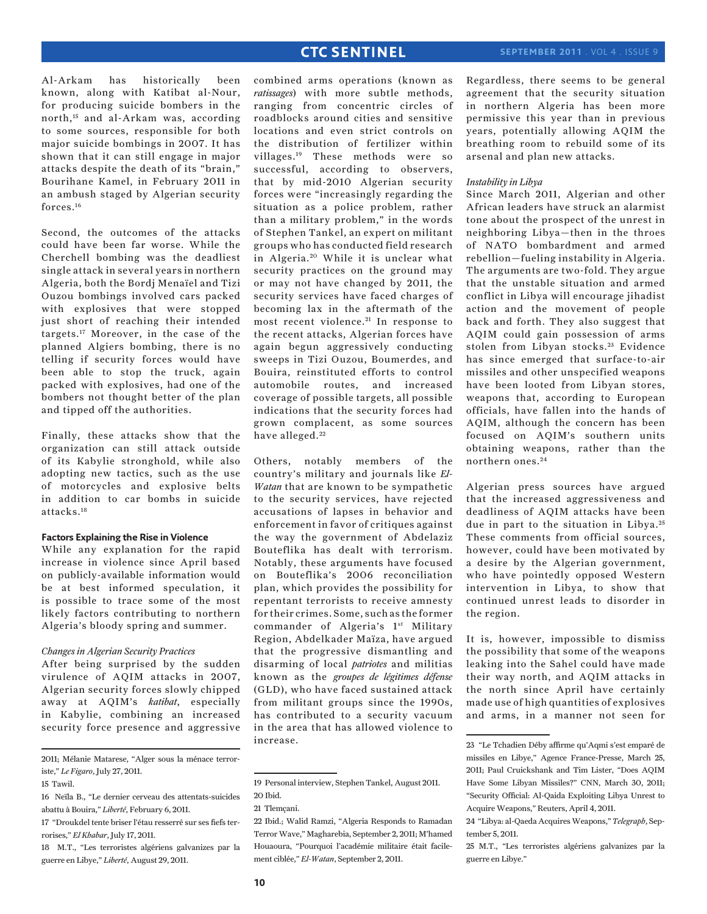Al-Arkam has historically been known, along with Katibat al-Nour, for producing suicide bombers in the north,[15] and al-Arkam was, according to some sources, responsible for both major suicide bombings in 2007. It has shown that it can still engage in major attacks despite the death of its "brain," Bourihane Kamel, in February 2011 in an ambush staged by Algerian security forces.[16]

Second, the outcomes of the attacks could have been far worse. While the Cherchell bombing was the deadliest single attack in several years in northern Algeria, both the Bordj Menaïel and Tizi Ouzou bombings involved cars packed with explosives that were stopped just short of reaching their intended targets.[17] Moreover, in the case of the planned Algiers bombing, there is no telling if security forces would have been able to stop the truck, again packed with explosives, had one of the bombers not thought better of the plan and tipped off the authorities.

Finally, these attacks show that the organization can still attack outside of its Kabylie stronghold, while also adopting new tactics, such as the use of motorcycles and explosive belts in addition to car bombs in suicide attacks.[18]

#### Factors Explaining the Rise in Violence

While any explanation for the rapid increase in violence since April based on publicly-available information would be at best informed speculation, it is possible to trace some of the most likely factors contributing to northern Algeria's bloody spring and summer.

*Changes in Algerian Security Practices*

After being surprised by the sudden virulence of AQIM attacks in 2007, Algerian security forces slowly chipped away at AQIM's *katibat*, especially in Kabylie, combining an increased security force presence and aggressive combined arms operations (known as *ratissages*) with more subtle methods, ranging from concentric circles of roadblocks around cities and sensitive locations and even strict controls on the distribution of fertilizer within villages.[19] These methods were so successful, according to observers, that by mid-2010 Algerian security forces were "increasingly regarding the situation as a police problem, rather than a military problem," in the words of Stephen Tankel, an expert on militant groups who has conducted field research in Algeria.[20] While it is unclear what security practices on the ground may or may not have changed by 2011, the security services have faced charges of becoming lax in the aftermath of the most recent violence.[21] In response to the recent attacks, Algerian forces have again begun aggressively conducting sweeps in Tizi Ouzou, Boumerdes, and Bouira, reinstituted efforts to control automobile routes, and increased coverage of possible targets, all possible indications that the security forces had grown complacent, as some sources have alleged.[22]

Others, notably members of the country's military and journals like *El-Watan* that are known to be sympathetic to the security services, have rejected accusations of lapses in behavior and enforcement in favor of critiques against the way the government of Abdelaziz Bouteflika has dealt with terrorism. Notably, these arguments have focused on Bouteflika's 2006 reconciliation plan, which provides the possibility for repentant terrorists to receive amnesty for their crimes. Some, such as the former commander of Algeria's 1st Military Region, Abdelkader Maïza, have argued that the progressive dismantling and disarming of local *patriotes* and militias known as the *groupes de légitimes défense* (GLD), who have faced sustained attack from militant groups since the 1990s, has contributed to a security vacuum in the area that has allowed violence to increase.

Regardless, there seems to be general agreement that the security situation in northern Algeria has been more permissive this year than in previous years, potentially allowing AQIM the breathing room to rebuild some of its arsenal and plan new attacks.

*Instability in Libya*

Since March 2011, Algerian and other African leaders have struck an alarmist tone about the prospect of the unrest in neighboring Libya—then in the throes of NATO bombardment and armed rebellion—fueling instability in Algeria. The arguments are two-fold. They argue that the unstable situation and armed conflict in Libya will encourage jihadist action and the movement of people back and forth. They also suggest that AQIM could gain possession of arms stolen from Libyan stocks.[23] Evidence has since emerged that surface-to-air missiles and other unspecified weapons have been looted from Libyan stores, weapons that, according to European officials, have fallen into the hands of AQIM, although the concern has been focused on AQIM's southern units obtaining weapons, rather than the northern ones.[24]

Algerian press sources have argued that the increased aggressiveness and deadliness of AQIM attacks have been due in part to the situation in Libya.[25] These comments from official sources, however, could have been motivated by a desire by the Algerian government, who have pointedly opposed Western intervention in Libya, to show that continued unrest leads to disorder in the region.

It is, however, impossible to dismiss the possibility that some of the weapons leaking into the Sahel could have made their way north, and AQIM attacks in the north since April have certainly made use of high quantities of explosives and arms, in a manner not seen for

---

2011; Mélanie Matarese, "Alger sous la ménace terroriste," *Le Figaro*, July 27, 2011.

15 Tawil.

16 Neïla B., "Le dernier cerveau des attentats-suicides abattu à Bouira," *Liberté*, February 6, 2011.

17 "Droukdel tente briser l'étau resserré sur ses fiefs terrorises," *El Khabar*, July 17, 2011.

18 M.T., "Les terroristes algériens galvanizes par la guerre en Libye," *Liberté*, August 29, 2011.

19 Personal interview, Stephen Tankel, August 2011.

20 Ibid.

21 Tlemçani.

22 Ibid.; Walid Ramzi, "Algeria Responds to Ramadan Terror Wave," Magharebia, September 2, 2011; M'hamed Houaoura, "Pourquoi l'académie militaire était facilement ciblée," *El-Watan*, September 2, 2011.

23 "Le Tchadien Déby affirme qu'Aqmi s'est emparé de missiles en Libye," Agence France-Presse, March 25, 2011; Paul Cruickshank and Tim Lister, "Does AQIM Have Some Libyan Missiles?" CNN, March 30, 2011; "Security Official: Al-Qaida Exploiting Libya Unrest to Acquire Weapons," Reuters, April 4, 2011.

24 "Libya: al-Qaeda Acquires Weapons," *Telegraph*, September 5, 2011.

25 M.T., "Les terroristes algériens galvanizes par la guerre en Libye."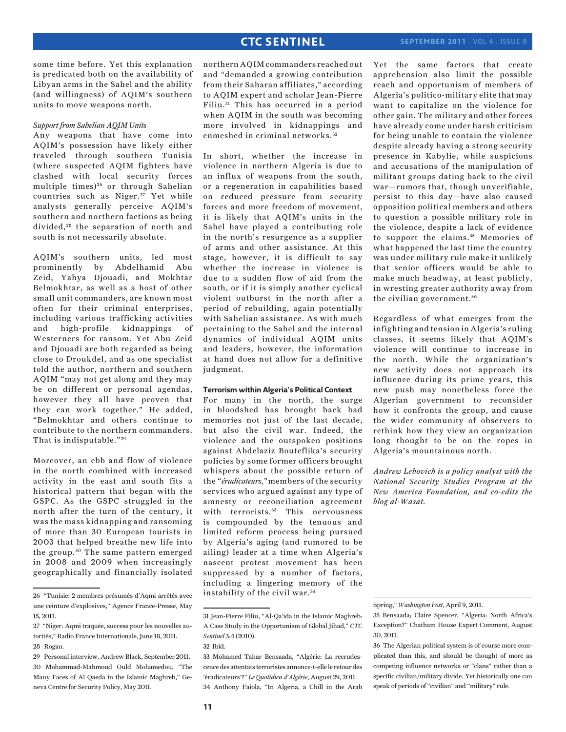some time before. Yet this explanation is predicated both on the availability of Libyan arms in the Sahel and the ability (and willingness) of AQIM's southern units to move weapons north.

*Support from Sahelian AQIM Units*

Any weapons that have come into AQIM's possession have likely either traveled through southern Tunisia (where suspected AQIM fighters have clashed with local security forces multiple times)[26] or through Sahelian countries such as Niger.[27] Yet while analysts generally perceive AQIM's southern and northern factions as being divided,[28] the separation of north and south is not necessarily absolute.

AQIM's southern units, led most prominently by Abdelhamid Abu Zeid, Yahya Djouadi, and Mokhtar Belmokhtar, as well as a host of other small unit commanders, are known most often for their criminal enterprises, including various trafficking activities and high-profile kidnappings of Westerners for ransom. Yet Abu Zeid and Djouadi are both regarded as being close to Droukdel, and as one specialist told the author, northern and southern AQIM "may not get along and they may be on different or personal agendas, however they all have proven that they can work together." He added, "Belmokhtar and others continue to contribute to the northern commanders. That is indisputable."[29]

Moreover, an ebb and flow of violence in the north combined with increased activity in the east and south fits a historical pattern that began with the GSPC. As the GSPC struggled in the north after the turn of the century, it was the mass kidnapping and ransoming of more than 30 European tourists in 2003 that helped breathe new life into the group.[30] The same pattern emerged in 2008 and 2009 when increasingly geographically and financially isolated northern AQIM commanders reached out and "demanded a growing contribution from their Saharan affiliates," according to AQIM expert and scholar Jean-Pierre Filiu.[31] This has occurred in a period when AQIM in the south was becoming more involved in kidnappings and enmeshed in criminal networks.[32]

In short, whether the increase in violence in northern Algeria is due to an influx of weapons from the south, or a regeneration in capabilities based on reduced pressure from security forces and more freedom of movement, it is likely that AQIM's units in the Sahel have played a contributing role in the north's resurgence as a supplier of arms and other assistance. At this stage, however, it is difficult to say whether the increase in violence is due to a sudden flow of aid from the south, or if it is simply another cyclical violent outburst in the north after a period of rebuilding, again potentially with Sahelian assistance. As with much pertaining to the Sahel and the internal dynamics of individual AQIM units and leaders, however, the information at hand does not allow for a definitive judgment.

**Terrorism within Algeria's Political Context**

For many in the north, the surge in bloodshed has brought back bad memories not just of the last decade, but also the civil war. Indeed, the violence and the outspoken positions against Abdelaziz Bouteflika's security policies by some former officers brought whispers about the possible return of the "*éradicateurs*," members of the security services who argued against any type of amnesty or reconciliation agreement with terrorists.[33] This nervousness is compounded by the tenuous and limited reform process being pursued by Algeria's aging (and rumored to be ailing) leader at a time when Algeria's nascent protest movement has been suppressed by a number of factors, including a lingering memory of the instability of the civil war.[34]

Yet the same factors that create apprehension also limit the possible reach and opportunism of members of Algeria's politico-military elite that may want to capitalize on the violence for other gain. The military and other forces have already come under harsh criticism for being unable to contain the violence despite already having a strong security presence in Kabylie, while suspicions and accusations of the manipulation of militant groups dating back to the civil war—rumors that, though unverifiable, persist to this day—have also caused opposition political members and others to question a possible military role in the violence, despite a lack of evidence to support the claims.[35] Memories of what happened the last time the country was under military rule make it unlikely that senior officers would be able to make much headway, at least publicly, in wresting greater authority away from the civilian government.[36]

Regardless of what emerges from the infighting and tension in Algeria's ruling classes, it seems likely that AQIM's violence will continue to increase in the north. While the organization's new activity does not approach its influence during its prime years, this new push may nonetheless force the Algerian government to reconsider how it confronts the group, and cause the wider community of observers to rethink how they view an organization long thought to be on the ropes in Algeria's mountainous north.

*Andrew Lebovich is a policy analyst with the National Security Studies Program at the New America Foundation, and co-edits the blog al-Wasat.*

---

26 "Tunisie: 2 membres présumés d'Aqmi arrêtés avec une ceinture d'explosives," Agence France-Presse, May 15, 2011.

27 "Niger: Aqmi traquée, success pour les nouvelles autorités," Radio France Internationale, June 18, 2011.

28 Rogan.

29 Personal interview, Andrew Black, September 2011.

30 Mohammad-Mahmoud Ould Mohamedou, "The Many Faces of Al Qaeda in the Islamic Maghreb," Geneva Centre for Security Policy, May 2011.

31 Jean-Pierre Filiu, "Al-Qa'ida in the Islamic Maghreb: A Case Study in the Opportunism of Global Jihad," *CTC Sentinel* 3:4 (2010).

32 Ibid.

33 Mohamed Tahar Bensaada, "Algérie: La recrudescence des attentats terroristes annonce-t-elle le retour des 'éradicateurs'?" *Le Quotidien d'Algérie*, August 29, 2011.

34 Anthony Faiola, "In Algeria, a Chill in the Arab Spring," *Washington Post*, April 9, 2011.

35 Bensaada; Claire Spencer, "Algeria: North Africa's Exception?" Chatham House Expert Comment, August 30, 2011.

36 The Algerian political system is of course more complicated than this, and should be thought of more as competing influence networks or "clans" rather than a specific civilian/military divide. Yet historically one can speak of periods of "civilian" and "military" rule.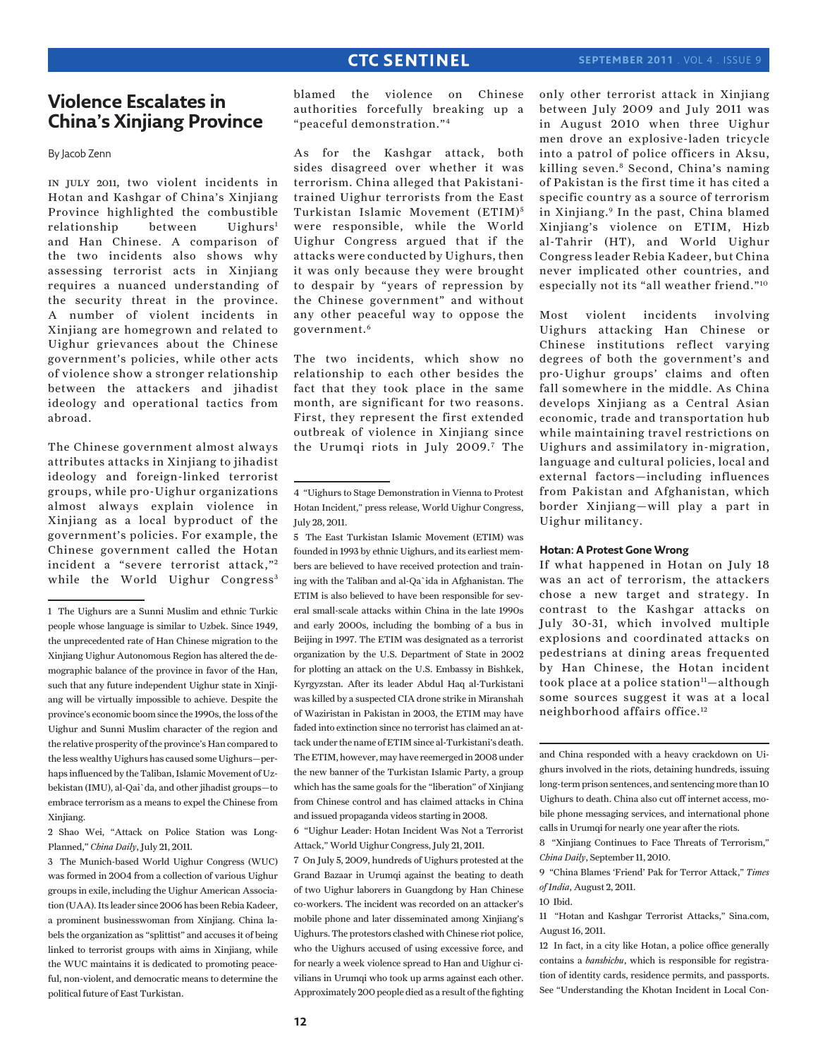# Violence Escalates in China's Xinjiang Province

By Jacob Zenn

In July 2011, two violent incidents in Hotan and Kashgar of China's Xinjiang Province highlighted the combustible relationship between Uighurs[1] and Han Chinese. A comparison of the two incidents also shows why assessing terrorist acts in Xinjiang requires a nuanced understanding of the security threat in the province. A number of violent incidents in Xinjiang are homegrown and related to Uighur grievances about the Chinese government's policies, while other acts of violence show a stronger relationship between the attackers and jihadist ideology and operational tactics from abroad.

The Chinese government almost always attributes attacks in Xinjiang to jihadist ideology and foreign-linked terrorist groups, while pro-Uighur organizations almost always explain violence in Xinjiang as a local byproduct of the government's policies. For example, the Chinese government called the Hotan incident a "severe terrorist attack,"[2] while the World Uighur Congress[3] blamed the violence on Chinese authorities forcefully breaking up a "peaceful demonstration."[4]

As for the Kashgar attack, both sides disagreed over whether it was terrorism. China alleged that Pakistani-trained Uighur terrorists from the East Turkistan Islamic Movement (ETIM)[5] were responsible, while the World Uighur Congress argued that if the attacks were conducted by Uighurs, then it was only because they were brought to despair by "years of repression by the Chinese government" and without any other peaceful way to oppose the government.[6]

The two incidents, which show no relationship to each other besides the fact that they took place in the same month, are significant for two reasons. First, they represent the first extended outbreak of violence in Xinjiang since the Urumqi riots in July 2009.[7] The only other terrorist attack in Xinjiang between July 2009 and July 2011 was in August 2010 when three Uighur men drove an explosive-laden tricycle into a patrol of police officers in Aksu, killing seven.[8] Second, China's naming of Pakistan is the first time it has cited a specific country as a source of terrorism in Xinjiang.[9] In the past, China blamed Xinjiang's violence on ETIM, Hizb al-Tahrir (HT), and World Uighur Congress leader Rebia Kadeer, but China never implicated other countries, and especially not its "all weather friend."[10]

Most violent incidents involving Uighurs attacking Han Chinese or Chinese institutions reflect varying degrees of both the government's and pro-Uighur groups' claims and often fall somewhere in the middle. As China develops Xinjiang as a Central Asian economic, trade and transportation hub while maintaining travel restrictions on Uighurs and assimilatory in-migration, language and cultural policies, local and external factors—including influences from Pakistan and Afghanistan, which border Xinjiang—will play a part in Uighur militancy.

### Hotan: A Protest Gone Wrong

If what happened in Hotan on July 18 was an act of terrorism, the attackers chose a new target and strategy. In contrast to the Kashgar attacks on July 30-31, which involved multiple explosions and coordinated attacks on pedestrians at dining areas frequented by Han Chinese, the Hotan incident took place at a police station[11]—although some sources suggest it was at a local neighborhood affairs office.[12]

---

1 The Uighurs are a Sunni Muslim and ethnic Turkic people whose language is similar to Uzbek. Since 1949, the unprecedented rate of Han Chinese migration to the Xinjiang Uighur Autonomous Region has altered the demographic balance of the province in favor of the Han, such that any future independent Uighur state in Xinjiang will be virtually impossible to achieve. Despite the province's economic boom since the 1990s, the loss of the Uighur and Sunni Muslim character of the region and the relative prosperity of the province's Han compared to the less wealthy Uighurs has caused some Uighurs—perhaps influenced by the Taliban, Islamic Movement of Uzbekistan (IMU), al-Qai`da, and other jihadist groups—to embrace terrorism as a means to expel the Chinese from Xinjiang.

2 Shao Wei, "Attack on Police Station was Long-Planned," *China Daily*, July 21, 2011.

3 The Munich-based World Uighur Congress (WUC) was formed in 2004 from a collection of various Uighur groups in exile, including the Uighur American Association (UAA). Its leader since 2006 has been Rebia Kadeer, a prominent businesswoman from Xinjiang. China labels the organization as "splittist" and accuses it of being linked to terrorist groups with aims in Xinjiang, while the WUC maintains it is dedicated to promoting peaceful, non-violent, and democratic means to determine the political future of East Turkistan.

4 "Uighurs to Stage Demonstration in Vienna to Protest Hotan Incident," press release, World Uighur Congress, July 28, 2011.

5 The East Turkistan Islamic Movement (ETIM) was founded in 1993 by ethnic Uighurs, and its earliest members are believed to have received protection and training with the Taliban and al-Qa`ida in Afghanistan. The ETIM is also believed to have been responsible for several small-scale attacks within China in the late 1990s and early 2000s, including the bombing of a bus in Beijing in 1997. The ETIM was designated as a terrorist organization by the U.S. Department of State in 2002 for plotting an attack on the U.S. Embassy in Bishkek, Kyrgyzstan. After its leader Abdul Haq al-Turkistani was killed by a suspected CIA drone strike in Miranshah of Waziristan in Pakistan in 2003, the ETIM may have faded into extinction since no terrorist has claimed an attack under the name of ETIM since al-Turkistani's death. The ETIM, however, may have reemerged in 2008 under the new banner of the Turkistan Islamic Party, a group which has the same goals for the "liberation" of Xinjiang from Chinese control and has claimed attacks in China and issued propaganda videos starting in 2008.

6 "Uighur Leader: Hotan Incident Was Not a Terrorist Attack," World Uighur Congress, July 21, 2011.

7 On July 5, 2009, hundreds of Uighurs protested at the Grand Bazaar in Urumqi against the beating to death of two Uighur laborers in Guangdong by Han Chinese co-workers. The incident was recorded on an attacker's mobile phone and later disseminated among Xinjiang's Uighurs. The protestors clashed with Chinese riot police, who the Uighurs accused of using excessive force, and for nearly a week violence spread to Han and Uighur civilians in Urumqi who took up arms against each other. Approximately 200 people died as a result of the fighting and China responded with a heavy crackdown on Uighurs involved in the riots, detaining hundreds, issuing long-term prison sentences, and sentencing more than 10 Uighurs to death. China also cut off internet access, mobile phone messaging services, and international phone calls in Urumqi for nearly one year after the riots.

8 "Xinjiang Continues to Face Threats of Terrorism," *China Daily*, September 11, 2010.

9 "China Blames 'Friend' Pak for Terror Attack," *Times of India*, August 2, 2011.

10 Ibid.

11 "Hotan and Kashgar Terrorist Attacks," Sina.com, August 16, 2011.

12 In fact, in a city like Hotan, a police office generally contains a *banshichu*, which is responsible for registration of identity cards, residence permits, and passports. See "Understanding the Khotan Incident in Local Con-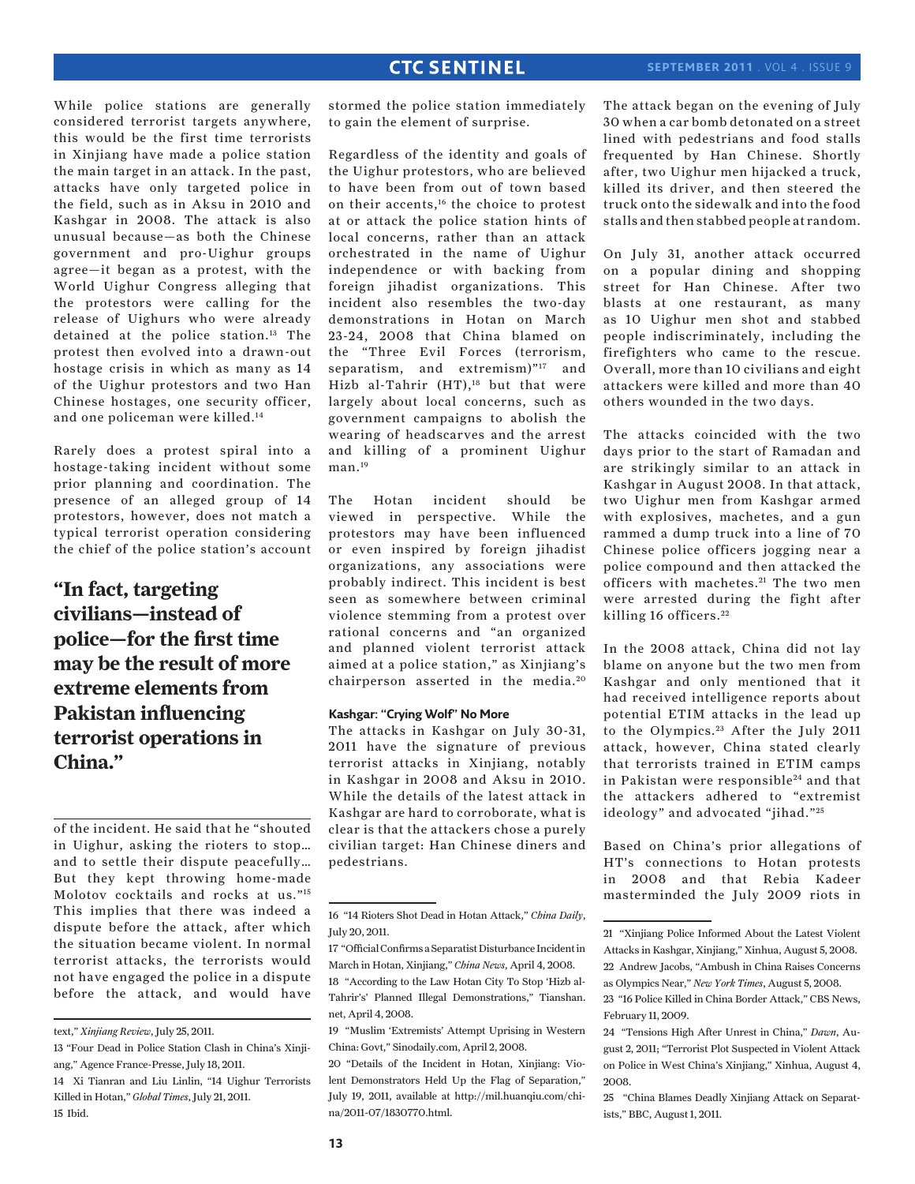While police stations are generally considered terrorist targets anywhere, this would be the first time terrorists in Xinjiang have made a police station the main target in an attack. In the past, attacks have only targeted police in the field, such as in Aksu in 2010 and Kashgar in 2008. The attack is also unusual because—as both the Chinese government and pro-Uighur groups agree—it began as a protest, with the World Uighur Congress alleging that the protestors were calling for the release of Uighurs who were already detained at the police station.[13] The protest then evolved into a drawn-out hostage crisis in which as many as 14 of the Uighur protestors and two Han Chinese hostages, one security officer, and one policeman were killed.[14]

Rarely does a protest spiral into a hostage-taking incident without some prior planning and coordination. The presence of an alleged group of 14 protestors, however, does not match a typical terrorist operation considering the chief of the police station's account of the incident. He said that he "shouted in Uighur, asking the rioters to stop… and to settle their dispute peacefully… But they kept throwing home-made Molotov cocktails and rocks at us."[15] This implies that there was indeed a dispute before the attack, after which the situation became violent. In normal terrorist attacks, the terrorists would not have engaged the police in a dispute before the attack, and would have stormed the police station immediately to gain the element of surprise.

**"In fact, targeting civilians—instead of police—for the first time may be the result of more extreme elements from Pakistan influencing terrorist operations in China."**

Regardless of the identity and goals of the Uighur protestors, who are believed to have been from out of town based on their accents,[16] the choice to protest at or attack the police station hints of local concerns, rather than an attack orchestrated in the name of Uighur independence or with backing from foreign jihadist organizations. This incident also resembles the two-day demonstrations in Hotan on March 23-24, 2008 that China blamed on the "Three Evil Forces (terrorism, separatism, and extremism)"[17] and Hizb al-Tahrir (HT),[18] but that were largely about local concerns, such as government campaigns to abolish the wearing of headscarves and the arrest and killing of a prominent Uighur man.[19]

The Hotan incident should be viewed in perspective. While the protestors may have been influenced or even inspired by foreign jihadist organizations, any associations were probably indirect. This incident is best seen as somewhere between criminal violence stemming from a protest over rational concerns and "an organized and planned violent terrorist attack aimed at a police station," as Xinjiang's chairperson asserted in the media.[20]

### Kashgar: "Crying Wolf" No More

The attacks in Kashgar on July 30-31, 2011 have the signature of previous terrorist attacks in Xinjiang, notably in Kashgar in 2008 and Aksu in 2010. While the details of the latest attack in Kashgar are hard to corroborate, what is clear is that the attackers chose a purely civilian target: Han Chinese diners and pedestrians.

The attack began on the evening of July 30 when a car bomb detonated on a street lined with pedestrians and food stalls frequented by Han Chinese. Shortly after, two Uighur men hijacked a truck, killed its driver, and then steered the truck onto the sidewalk and into the food stalls and then stabbed people at random.

On July 31, another attack occurred on a popular dining and shopping street for Han Chinese. After two blasts at one restaurant, as many as 10 Uighur men shot and stabbed people indiscriminately, including the firefighters who came to the rescue. Overall, more than 10 civilians and eight attackers were killed and more than 40 others wounded in the two days.

The attacks coincided with the two days prior to the start of Ramadan and are strikingly similar to an attack in Kashgar in August 2008. In that attack, two Uighur men from Kashgar armed with explosives, machetes, and a gun rammed a dump truck into a line of 70 Chinese police officers jogging near a police compound and then attacked the officers with machetes.[21] The two men were arrested during the fight after killing 16 officers.[22]

In the 2008 attack, China did not lay blame on anyone but the two men from Kashgar and only mentioned that it had received intelligence reports about potential ETIM attacks in the lead up to the Olympics.[23] After the July 2011 attack, however, China stated clearly that terrorists trained in ETIM camps in Pakistan were responsible[24] and that the attackers adhered to "extremist ideology" and advocated "jihad."[25]

Based on China's prior allegations of HT's connections to Hotan protests in 2008 and that Rebia Kadeer masterminded the July 2009 riots in

---

text," *Xinjiang Review*, July 25, 2011.

13 "Four Dead in Police Station Clash in China's Xinjiang," Agence France-Presse, July 18, 2011.

14 Xi Tianran and Liu Linlin, "14 Uighur Terrorists Killed in Hotan," *Global Times*, July 21, 2011.

15 Ibid.

16 "14 Rioters Shot Dead in Hotan Attack," *China Daily*, July 20, 2011.

17 "Official Confirms a Separatist Disturbance Incident in March in Hotan, Xinjiang," *China News*, April 4, 2008.

18 "According to the Law Hotan City To Stop 'Hizb al-Tahrir's' Planned Illegal Demonstrations," Tianshan.net, April 4, 2008.

19 "Muslim 'Extremists' Attempt Uprising in Western China: Govt," Sinodaily.com, April 2, 2008.

20 "Details of the Incident in Hotan, Xinjiang: Violent Demonstrators Held Up the Flag of Separation," July 19, 2011, available at http://mil.huanqiu.com/china/2011-07/1830770.html.

21 "Xinjiang Police Informed About the Latest Violent Attacks in Kashgar, Xinjiang," Xinhua, August 5, 2008.

22 Andrew Jacobs, "Ambush in China Raises Concerns as Olympics Near," *New York Times*, August 5, 2008.

23 "16 Police Killed in China Border Attack," CBS News, February 11, 2009.

24 "Tensions High After Unrest in China," *Dawn*, August 2, 2011; "Terrorist Plot Suspected in Violent Attack on Police in West China's Xinjiang," Xinhua, August 4, 2008.

25 "China Blames Deadly Xinjiang Attack on Separatists," BBC, August 1, 2011.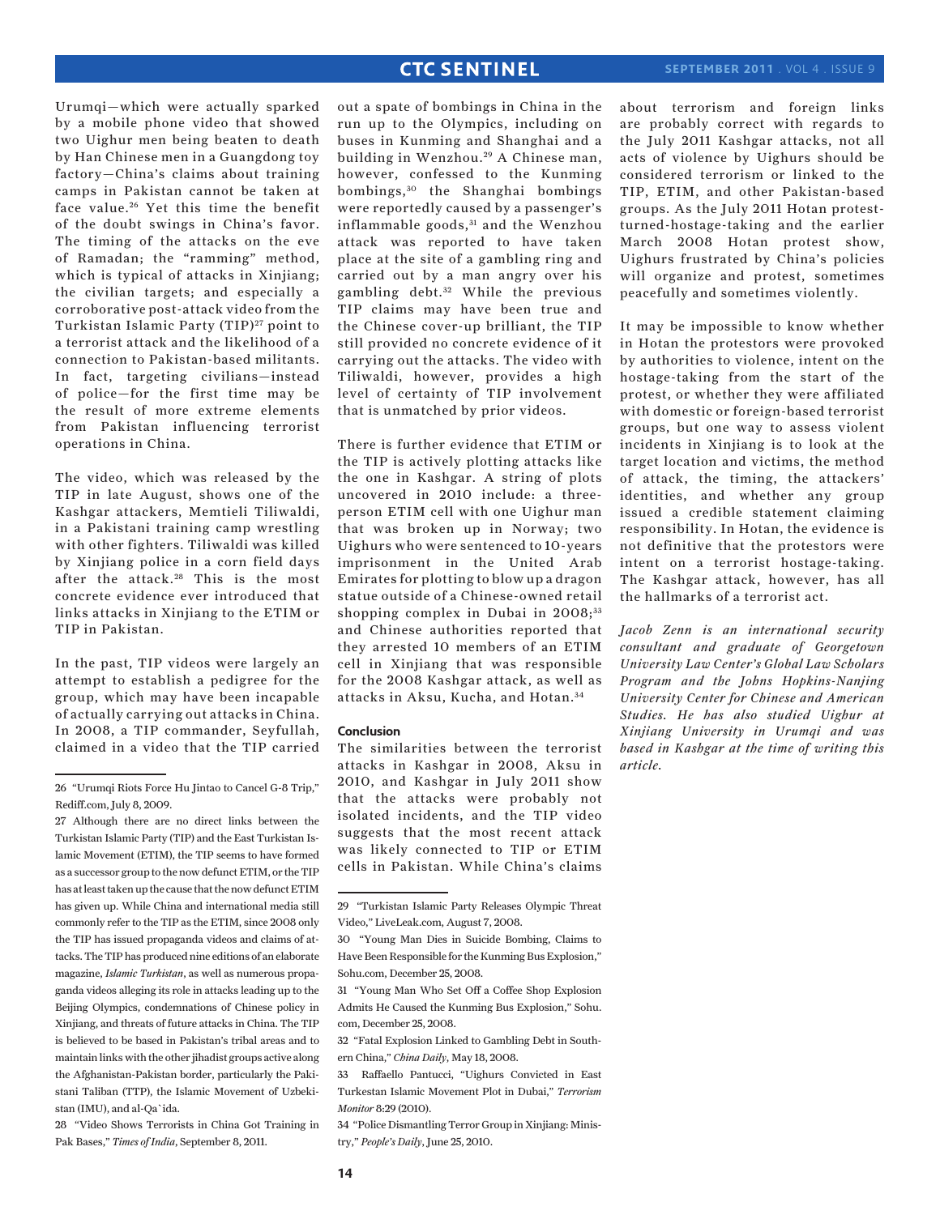Urumqi—which were actually sparked by a mobile phone video that showed two Uighur men being beaten to death by Han Chinese men in a Guangdong toy factory—China's claims about training camps in Pakistan cannot be taken at face value.[26] Yet this time the benefit of the doubt swings in China's favor. The timing of the attacks on the eve of Ramadan; the "ramming" method, which is typical of attacks in Xinjiang; the civilian targets; and especially a corroborative post-attack video from the Turkistan Islamic Party (TIP)[27] point to a terrorist attack and the likelihood of a connection to Pakistan-based militants. In fact, targeting civilians—instead of police—for the first time may be the result of more extreme elements from Pakistan influencing terrorist operations in China.

The video, which was released by the TIP in late August, shows one of the Kashgar attackers, Memtieli Tiliwaldi, in a Pakistani training camp wrestling with other fighters. Tiliwaldi was killed by Xinjiang police in a corn field days after the attack.[28] This is the most concrete evidence ever introduced that links attacks in Xinjiang to the ETIM or TIP in Pakistan.

In the past, TIP videos were largely an attempt to establish a pedigree for the group, which may have been incapable of actually carrying out attacks in China. In 2008, a TIP commander, Seyfullah, claimed in a video that the TIP carried out a spate of bombings in China in the run up to the Olympics, including on buses in Kunming and Shanghai and a building in Wenzhou.[29] A Chinese man, however, confessed to the Kunming bombings,[30] the Shanghai bombings were reportedly caused by a passenger's inflammable goods,[31] and the Wenzhou attack was reported to have taken place at the site of a gambling ring and carried out by a man angry over his gambling debt.[32] While the previous TIP claims may have been true and the Chinese cover-up brilliant, the TIP still provided no concrete evidence of it carrying out the attacks. The video with Tiliwaldi, however, provides a high level of certainty of TIP involvement that is unmatched by prior videos.

There is further evidence that ETIM or the TIP is actively plotting attacks like the one in Kashgar. A string of plots uncovered in 2010 include: a three-person ETIM cell with one Uighur man that was broken up in Norway; two Uighurs who were sentenced to 10-years imprisonment in the United Arab Emirates for plotting to blow up a dragon statue outside of a Chinese-owned retail shopping complex in Dubai in 2008;[33] and Chinese authorities reported that they arrested 10 members of an ETIM cell in Xinjiang that was responsible for the 2008 Kashgar attack, as well as attacks in Aksu, Kucha, and Hotan.[34]

## Conclusion

The similarities between the terrorist attacks in Kashgar in 2008, Aksu in 2010, and Kashgar in July 2011 show that the attacks were probably not isolated incidents, and the TIP video suggests that the most recent attack was likely connected to TIP or ETIM cells in Pakistan. While China's claims about terrorism and foreign links are probably correct with regards to the July 2011 Kashgar attacks, not all acts of violence by Uighurs should be considered terrorism or linked to the TIP, ETIM, and other Pakistan-based groups. As the July 2011 Hotan protest-turned-hostage-taking and the earlier March 2008 Hotan protest show, Uighurs frustrated by China's policies will organize and protest, sometimes peacefully and sometimes violently.

It may be impossible to know whether in Hotan the protestors were provoked by authorities to violence, intent on the hostage-taking from the start of the protest, or whether they were affiliated with domestic or foreign-based terrorist groups, but one way to assess violent incidents in Xinjiang is to look at the target location and victims, the method of attack, the timing, the attackers' identities, and whether any group issued a credible statement claiming responsibility. In Hotan, the evidence is not definitive that the protestors were intent on a terrorist hostage-taking. The Kashgar attack, however, has all the hallmarks of a terrorist act.

*Jacob Zenn is an international security consultant and graduate of Georgetown University Law Center's Global Law Scholars Program and the Johns Hopkins-Nanjing University Center for Chinese and American Studies. He has also studied Uighur at Xinjiang University in Urumqi and was based in Kashgar at the time of writing this article.*

---

26 "Urumqi Riots Force Hu Jintao to Cancel G-8 Trip," Rediff.com, July 8, 2009.

27 Although there are no direct links between the Turkistan Islamic Party (TIP) and the East Turkistan Islamic Movement (ETIM), the TIP seems to have formed as a successor group to the now defunct ETIM, or the TIP has at least taken up the cause that the now defunct ETIM has given up. While China and international media still commonly refer to the TIP as the ETIM, since 2008 only the TIP has issued propaganda videos and claims of attacks. The TIP has produced nine editions of an elaborate magazine, *Islamic Turkistan*, as well as numerous propaganda videos alleging its role in attacks leading up to the Beijing Olympics, condemnations of Chinese policy in Xinjiang, and threats of future attacks in China. The TIP is believed to be based in Pakistan's tribal areas and to maintain links with the other jihadist groups active along the Afghanistan-Pakistan border, particularly the Pakistani Taliban (TTP), the Islamic Movement of Uzbekistan (IMU), and al-Qa`ida.

28 "Video Shows Terrorists in China Got Training in Pak Bases," *Times of India*, September 8, 2011.

29 "Turkistan Islamic Party Releases Olympic Threat Video," LiveLeak.com, August 7, 2008.

30 "Young Man Dies in Suicide Bombing, Claims to Have Been Responsible for the Kunming Bus Explosion," Sohu.com, December 25, 2008.

31 "Young Man Who Set Off a Coffee Shop Explosion Admits He Caused the Kunming Bus Explosion," Sohu.com, December 25, 2008.

32 "Fatal Explosion Linked to Gambling Debt in Southern China," *China Daily*, May 18, 2008.

33 Raffaello Pantucci, "Uighurs Convicted in East Turkestan Islamic Movement Plot in Dubai," *Terrorism Monitor* 8:29 (2010).

34 "Police Dismantling Terror Group in Xinjiang: Ministry," *People's Daily*, June 25, 2010.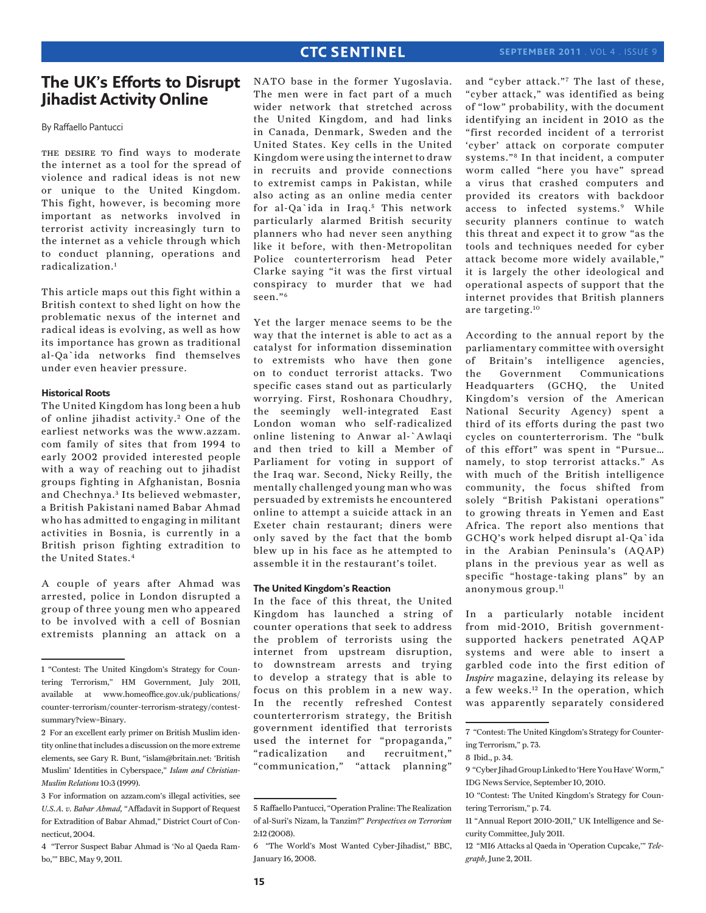# The UK's Efforts to Disrupt Jihadist Activity Online

By Raffaello Pantucci

THE DESIRE TO find ways to moderate the internet as a tool for the spread of violence and radical ideas is not new or unique to the United Kingdom. This fight, however, is becoming more important as networks involved in terrorist activity increasingly turn to the internet as a vehicle through which to conduct planning, operations and radicalization.[1]

This article maps out this fight within a British context to shed light on how the problematic nexus of the internet and radical ideas is evolving, as well as how its importance has grown as traditional al-Qa`ida networks find themselves under even heavier pressure.

### Historical Roots

The United Kingdom has long been a hub of online jihadist activity.[2] One of the earliest networks was the www.azzam.com family of sites that from 1994 to early 2002 provided interested people with a way of reaching out to jihadist groups fighting in Afghanistan, Bosnia and Chechnya.[3] Its believed webmaster, a British Pakistani named Babar Ahmad who has admitted to engaging in militant activities in Bosnia, is currently in a British prison fighting extradition to the United States.[4]

A couple of years after Ahmad was arrested, police in London disrupted a group of three young men who appeared to be involved with a cell of Bosnian extremists planning an attack on a NATO base in the former Yugoslavia. The men were in fact part of a much wider network that stretched across the United Kingdom, and had links in Canada, Denmark, Sweden and the United States. Key cells in the United Kingdom were using the internet to draw in recruits and provide connections to extremist camps in Pakistan, while also acting as an online media center for al-Qa`ida in Iraq.[5] This network particularly alarmed British security planners who had never seen anything like it before, with then-Metropolitan Police counterterrorism head Peter Clarke saying "it was the first virtual conspiracy to murder that we had seen."[6]

Yet the larger menace seems to be the way that the internet is able to act as a catalyst for information dissemination to extremists who have then gone on to conduct terrorist attacks. Two specific cases stand out as particularly worrying. First, Roshonara Choudhry, the seemingly well-integrated East London woman who self-radicalized online listening to Anwar al-`Awlaqi and then tried to kill a Member of Parliament for voting in support of the Iraq war. Second, Nicky Reilly, the mentally challenged young man who was persuaded by extremists he encountered online to attempt a suicide attack in an Exeter chain restaurant; diners were only saved by the fact that the bomb blew up in his face as he attempted to assemble it in the restaurant's toilet.

### The United Kingdom's Reaction

In the face of this threat, the United Kingdom has launched a string of counter operations that seek to address the problem of terrorists using the internet from upstream disruption, to downstream arrests and trying to develop a strategy that is able to focus on this problem in a new way. In the recently refreshed Contest counterterrorism strategy, the British government identified that terrorists used the internet for "propaganda," "radicalization and recruitment," "communication," "attack planning" and "cyber attack."[7] The last of these, "cyber attack," was identified as being of "low" probability, with the document identifying an incident in 2010 as the "first recorded incident of a terrorist 'cyber' attack on corporate computer systems."[8] In that incident, a computer worm called "here you have" spread a virus that crashed computers and provided its creators with backdoor access to infected systems.[9] While security planners continue to watch this threat and expect it to grow "as the tools and techniques needed for cyber attack become more widely available," it is largely the other ideological and operational aspects of support that the internet provides that British planners are targeting.[10]

According to the annual report by the parliamentary committee with oversight of Britain's intelligence agencies, the Government Communications Headquarters (GCHQ, the United Kingdom's version of the American National Security Agency) spent a third of its efforts during the past two cycles on counterterrorism. The "bulk of this effort" was spent in "Pursue… namely, to stop terrorist attacks." As with much of the British intelligence community, the focus shifted from solely "British Pakistani operations" to growing threats in Yemen and East Africa. The report also mentions that GCHQ's work helped disrupt al-Qa`ida in the Arabian Peninsula's (AQAP) plans in the previous year as well as specific "hostage-taking plans" by an anonymous group.[11]

In a particularly notable incident from mid-2010, British government-supported hackers penetrated AQAP systems and were able to insert a garbled code into the first edition of *Inspire* magazine, delaying its release by a few weeks.[12] In the operation, which was apparently separately considered

---

1 "Contest: The United Kingdom's Strategy for Countering Terrorism," HM Government, July 2011, available at www.homeoffice.gov.uk/publications/counter-terrorism/counter-terrorism-strategy/contest-summary?view=Binary.

2 For an excellent early primer on British Muslim identity online that includes a discussion on the more extreme elements, see Gary R. Bunt, "islam@britain.net: 'British Muslim' Identities in Cyberspace," *Islam and Christian-Muslim Relations* 10:3 (1999).

3 For information on azzam.com's illegal activities, see *U.S.A. v. Babar Ahmad*, "Affadavit in Support of Request for Extradition of Babar Ahmad," District Court of Connecticut, 2004.

4 "Terror Suspect Babar Ahmad is 'No al Qaeda Rambo,'" BBC, May 9, 2011.

5 Raffaello Pantucci, "Operation Praline: The Realization of al-Suri's Nizam, la Tanzim?" *Perspectives on Terrorism* 2:12 (2008).

6 "The World's Most Wanted Cyber-Jihadist," BBC, January 16, 2008.

7 "Contest: The United Kingdom's Strategy for Countering Terrorism," p. 73.

8 Ibid., p. 34.

9 "Cyber Jihad Group Linked to 'Here You Have' Worm," IDG News Service, September 10, 2010.

10 "Contest: The United Kingdom's Strategy for Countering Terrorism," p. 74.

11 "Annual Report 2010-2011," UK Intelligence and Security Committee, July 2011.

12 "MI6 Attacks al Qaeda in 'Operation Cupcake,'" *Telegraph*, June 2, 2011.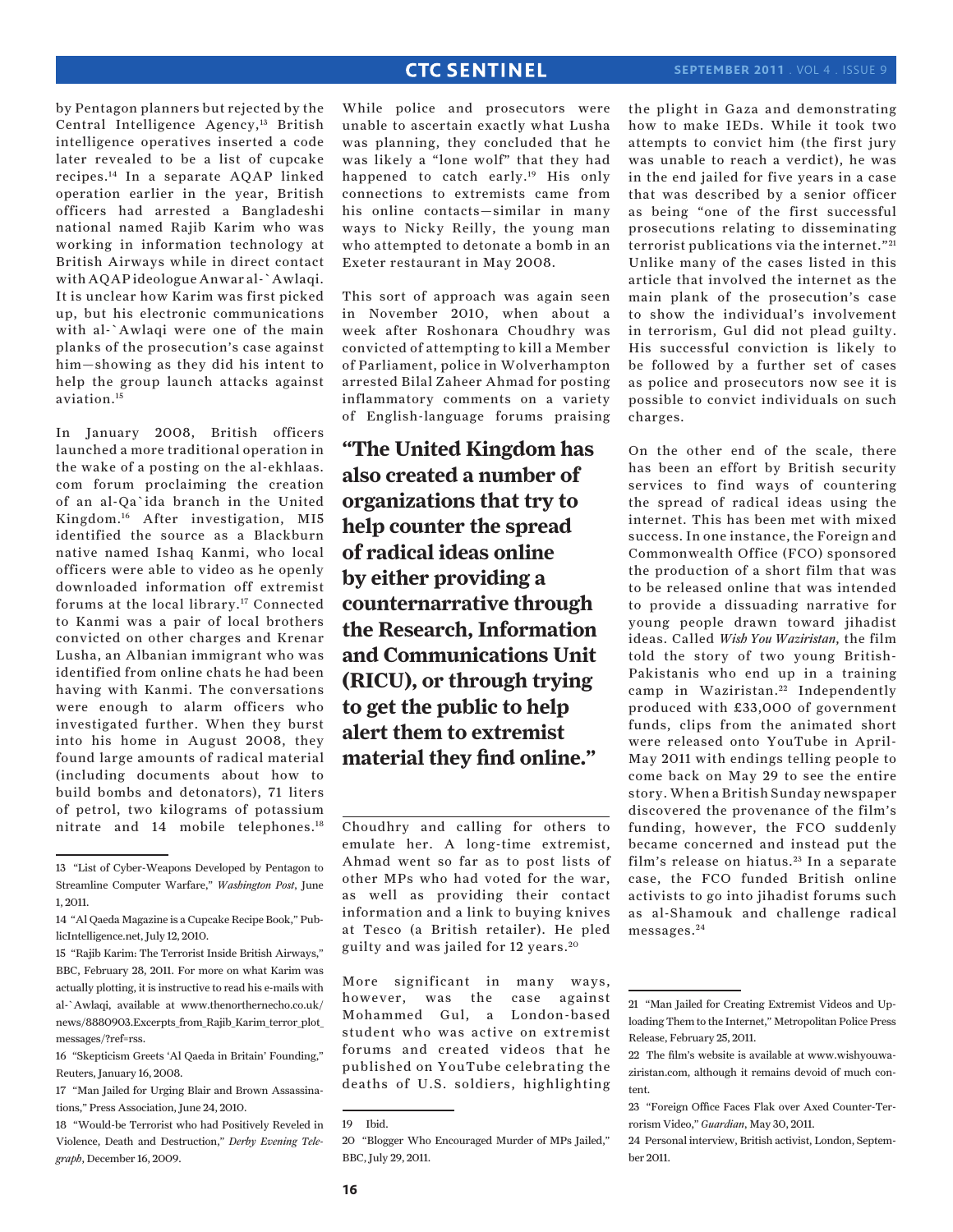by Pentagon planners but rejected by the Central Intelligence Agency,[13] British intelligence operatives inserted a code later revealed to be a list of cupcake recipes.[14] In a separate AQAP linked operation earlier in the year, British officers had arrested a Bangladeshi national named Rajib Karim who was working in information technology at British Airways while in direct contact with AQAP ideologue Anwar al-`Awlaqi. It is unclear how Karim was first picked up, but his electronic communications with al-`Awlaqi were one of the main planks of the prosecution's case against him—showing as they did his intent to help the group launch attacks against aviation.[15]

In January 2008, British officers launched a more traditional operation in the wake of a posting on the al-ekhlaas.com forum proclaiming the creation of an al-Qa`ida branch in the United Kingdom.[16] After investigation, MI5 identified the source as a Blackburn native named Ishaq Kanmi, who local officers were able to video as he openly downloaded information off extremist forums at the local library.[17] Connected to Kanmi was a pair of local brothers convicted on other charges and Krenar Lusha, an Albanian immigrant who was identified from online chats he had been having with Kanmi. The conversations were enough to alarm officers who investigated further. When they burst into his home in August 2008, they found large amounts of radical material (including documents about how to build bombs and detonators), 71 liters of petrol, two kilograms of potassium nitrate and 14 mobile telephones.[18]

While police and prosecutors were unable to ascertain exactly what Lusha was planning, they concluded that he was likely a "lone wolf" that they had happened to catch early.[19] His only connections to extremists came from his online contacts—similar in many ways to Nicky Reilly, the young man who attempted to detonate a bomb in an Exeter restaurant in May 2008.

This sort of approach was again seen in November 2010, when about a week after Roshonara Choudhry was convicted of attempting to kill a Member of Parliament, police in Wolverhampton arrested Bilal Zaheer Ahmad for posting inflammatory comments on a variety of English-language forums praising Choudhry and calling for others to emulate her. A long-time extremist, Ahmad went so far as to post lists of other MPs who had voted for the war, as well as providing their contact information and a link to buying knives at Tesco (a British retailer). He pled guilty and was jailed for 12 years.[20]

**"The United Kingdom has also created a number of organizations that try to help counter the spread of radical ideas online by either providing a counternarrative through the Research, Information and Communications Unit (RICU), or through trying to get the public to help alert them to extremist material they find online."**

More significant in many ways, however, was the case against Mohammed Gul, a London-based student who was active on extremist forums and created videos that he published on YouTube celebrating the deaths of U.S. soldiers, highlighting the plight in Gaza and demonstrating how to make IEDs. While it took two attempts to convict him (the first jury was unable to reach a verdict), he was in the end jailed for five years in a case that was described by a senior officer as being "one of the first successful prosecutions relating to disseminating terrorist publications via the internet."[21] Unlike many of the cases listed in this article that involved the internet as the main plank of the prosecution's case to show the individual's involvement in terrorism, Gul did not plead guilty. His successful conviction is likely to be followed by a further set of cases as police and prosecutors now see it is possible to convict individuals on such charges.

On the other end of the scale, there has been an effort by British security services to find ways of countering the spread of radical ideas using the internet. This has been met with mixed success. In one instance, the Foreign and Commonwealth Office (FCO) sponsored the production of a short film that was to be released online that was intended to provide a dissuading narrative for young people drawn toward jihadist ideas. Called *Wish You Waziristan*, the film told the story of two young British-Pakistanis who end up in a training camp in Waziristan.[22] Independently produced with £33,000 of government funds, clips from the animated short were released onto YouTube in April-May 2011 with endings telling people to come back on May 29 to see the entire story. When a British Sunday newspaper discovered the provenance of the film's funding, however, the FCO suddenly became concerned and instead put the film's release on hiatus.[23] In a separate case, the FCO funded British online activists to go into jihadist forums such as al-Shamouk and challenge radical messages.[24]

---

13 "List of Cyber-Weapons Developed by Pentagon to Streamline Computer Warfare," *Washington Post*, June 1, 2011.

14 "Al Qaeda Magazine is a Cupcake Recipe Book," PublicIntelligence.net, July 12, 2010.

15 "Rajib Karim: The Terrorist Inside British Airways," BBC, February 28, 2011. For more on what Karim was actually plotting, it is instructive to read his e-mails with al-`Awlaqi, available at www.thenorthernecho.co.uk/news/8880903.Excerpts_from_Rajib_Karim_terror_plot_messages/?ref=rss.

16 "Skepticism Greets 'Al Qaeda in Britain' Founding," Reuters, January 16, 2008.

17 "Man Jailed for Urging Blair and Brown Assassinations," Press Association, June 24, 2010.

18 "Would-be Terrorist who had Positively Reveled in Violence, Death and Destruction," *Derby Evening Telegraph*, December 16, 2009.

19 Ibid.

20 "Blogger Who Encouraged Murder of MPs Jailed," BBC, July 29, 2011.

21 "Man Jailed for Creating Extremist Videos and Uploading Them to the Internet," Metropolitan Police Press Release, February 25, 2011.

22 The film's website is available at www.wishyouwaziristan.com, although it remains devoid of much content.

23 "Foreign Office Faces Flak over Axed Counter-Terrorism Video," *Guardian*, May 30, 2011.

24 Personal interview, British activist, London, September 2011.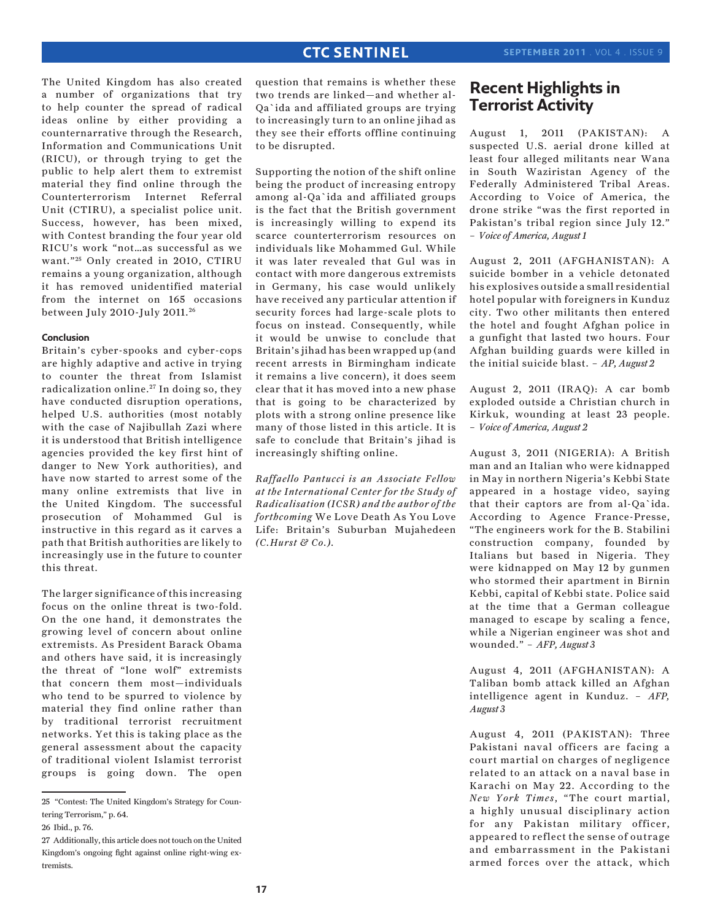The United Kingdom has also created a number of organizations that try to help counter the spread of radical ideas online by either providing a counternarrative through the Research, Information and Communications Unit (RICU), or through trying to get the public to help alert them to extremist material they find online through the Counterterrorism Internet Referral Unit (CTIRU), a specialist police unit. Success, however, has been mixed, with Contest branding the four year old RICU's work "not…as successful as we want."[25] Only created in 2010, CTIRU remains a young organization, although it has removed unidentified material from the internet on 165 occasions between July 2010-July 2011.[26]

#### Conclusion

Britain's cyber-spooks and cyber-cops are highly adaptive and active in trying to counter the threat from Islamist radicalization online.[27] In doing so, they have conducted disruption operations, helped U.S. authorities (most notably with the case of Najibullah Zazi where it is understood that British intelligence agencies provided the key first hint of danger to New York authorities), and have now started to arrest some of the many online extremists that live in the United Kingdom. The successful prosecution of Mohammed Gul is instructive in this regard as it carves a path that British authorities are likely to increasingly use in the future to counter this threat.

The larger significance of this increasing focus on the online threat is two-fold. On the one hand, it demonstrates the growing level of concern about online extremists. As President Barack Obama and others have said, it is increasingly the threat of "lone wolf" extremists that concern them most—individuals who tend to be spurred to violence by material they find online rather than by traditional terrorist recruitment networks. Yet this is taking place as the general assessment about the capacity of traditional violent Islamist terrorist groups is going down. The open question that remains is whether these two trends are linked—and whether al-Qa`ida and affiliated groups are trying to increasingly turn to an online jihad as they see their efforts offline continuing to be disrupted.

Supporting the notion of the shift online being the product of increasing entropy among al-Qa`ida and affiliated groups is the fact that the British government is increasingly willing to expend its scarce counterterrorism resources on individuals like Mohammed Gul. While it was later revealed that Gul was in contact with more dangerous extremists in Germany, his case would unlikely have received any particular attention if security forces had large-scale plots to focus on instead. Consequently, while it would be unwise to conclude that Britain's jihad has been wrapped up (and recent arrests in Birmingham indicate it remains a live concern), it does seem clear that it has moved into a new phase that is going to be characterized by plots with a strong online presence like many of those listed in this article. It is safe to conclude that Britain's jihad is increasingly shifting online.

*Raffaello Pantucci is an Associate Fellow at the International Center for the Study of Radicalisation (ICSR) and the author of the forthcoming* We Love Death As You Love Life: Britain's Suburban Mujahedeen *(C.Hurst & Co.).*

25 "Contest: The United Kingdom's Strategy for Countering Terrorism," p. 64.

26 Ibid., p. 76.

27 Additionally, this article does not touch on the United Kingdom's ongoing fight against online right-wing extremists.

# Recent Highlights in Terrorist Activity

August 1, 2011 (PAKISTAN): A suspected U.S. aerial drone killed at least four alleged militants near Wana in South Waziristan Agency of the Federally Administered Tribal Areas. According to Voice of America, the drone strike "was the first reported in Pakistan's tribal region since July 12." – *Voice of America, August 1*

August 2, 2011 (AFGHANISTAN): A suicide bomber in a vehicle detonated his explosives outside a small residential hotel popular with foreigners in Kunduz city. Two other militants then entered the hotel and fought Afghan police in a gunfight that lasted two hours. Four Afghan building guards were killed in the initial suicide blast. – *AP, August 2*

August 2, 2011 (IRAQ): A car bomb exploded outside a Christian church in Kirkuk, wounding at least 23 people. – *Voice of America, August 2*

August 3, 2011 (NIGERIA): A British man and an Italian who were kidnapped in May in northern Nigeria's Kebbi State appeared in a hostage video, saying that their captors are from al-Qa`ida. According to Agence France-Presse, "The engineers work for the B. Stabilini construction company, founded by Italians but based in Nigeria. They were kidnapped on May 12 by gunmen who stormed their apartment in Birnin Kebbi, capital of Kebbi state. Police said at the time that a German colleague managed to escape by scaling a fence, while a Nigerian engineer was shot and wounded." – *AFP, August 3*

August 4, 2011 (AFGHANISTAN): A Taliban bomb attack killed an Afghan intelligence agent in Kunduz. – *AFP, August 3*

August 4, 2011 (PAKISTAN): Three Pakistani naval officers are facing a court martial on charges of negligence related to an attack on a naval base in Karachi on May 22. According to the *New York Times*, "The court martial, a highly unusual disciplinary action for any Pakistan military officer, appeared to reflect the sense of outrage and embarrassment in the Pakistani armed forces over the attack, which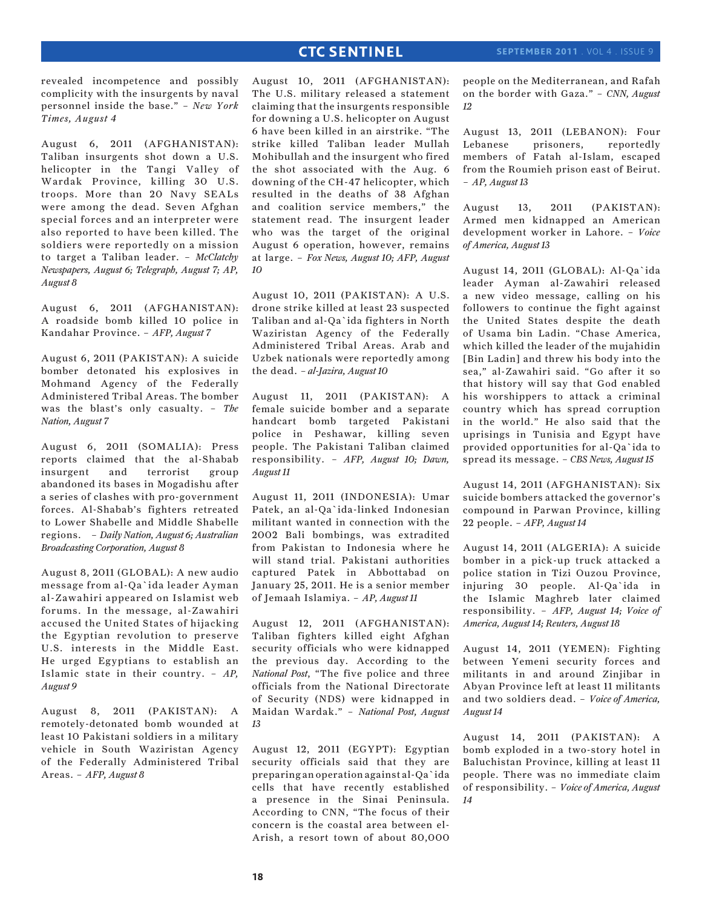revealed incompetence and possibly complicity with the insurgents by naval personnel inside the base." – *New York Times, August 4*

August 6, 2011 (AFGHANISTAN): Taliban insurgents shot down a U.S. helicopter in the Tangi Valley of Wardak Province, killing 30 U.S. troops. More than 20 Navy SEALs were among the dead. Seven Afghan special forces and an interpreter were also reported to have been killed. The soldiers were reportedly on a mission to target a Taliban leader. – *McClatchy Newspapers, August 6; Telegraph, August 7; AP, August 8*

August 6, 2011 (AFGHANISTAN): A roadside bomb killed 10 police in Kandahar Province. – *AFP, August 7*

August 6, 2011 (PAKISTAN): A suicide bomber detonated his explosives in Mohmand Agency of the Federally Administered Tribal Areas. The bomber was the blast's only casualty. – *The Nation, August 7*

August 6, 2011 (SOMALIA): Press reports claimed that the al-Shabab insurgent and terrorist group abandoned its bases in Mogadishu after a series of clashes with pro-government forces. Al-Shabab's fighters retreated to Lower Shabelle and Middle Shabelle regions. – *Daily Nation, August 6; Australian Broadcasting Corporation, August 8*

August 8, 2011 (GLOBAL): A new audio message from al-Qa`ida leader Ayman al-Zawahiri appeared on Islamist web forums. In the message, al-Zawahiri accused the United States of hijacking the Egyptian revolution to preserve U.S. interests in the Middle East. He urged Egyptians to establish an Islamic state in their country. – *AP, August 9*

August 8, 2011 (PAKISTAN): A remotely-detonated bomb wounded at least 10 Pakistani soldiers in a military vehicle in South Waziristan Agency of the Federally Administered Tribal Areas. – *AFP, August 8*

August 10, 2011 (AFGHANISTAN): The U.S. military released a statement claiming that the insurgents responsible for downing a U.S. helicopter on August 6 have been killed in an airstrike. "The strike killed Taliban leader Mullah Mohibullah and the insurgent who fired the shot associated with the Aug. 6 downing of the CH-47 helicopter, which resulted in the deaths of 38 Afghan and coalition service members," the statement read. The insurgent leader who was the target of the original August 6 operation, however, remains at large. – *Fox News, August 10; AFP, August 10*

August 10, 2011 (PAKISTAN): A U.S. drone strike killed at least 23 suspected Taliban and al-Qa`ida fighters in North Waziristan Agency of the Federally Administered Tribal Areas. Arab and Uzbek nationals were reportedly among the dead. – *al-Jazira, August 10*

August 11, 2011 (PAKISTAN): A female suicide bomber and a separate handcart bomb targeted Pakistani police in Peshawar, killing seven people. The Pakistani Taliban claimed responsibility. – *AFP, August 10; Dawn, August 11*

August 11, 2011 (INDONESIA): Umar Patek, an al-Qa`ida-linked Indonesian militant wanted in connection with the 2002 Bali bombings, was extradited from Pakistan to Indonesia where he will stand trial. Pakistani authorities captured Patek in Abbottabad on January 25, 2011. He is a senior member of Jemaah Islamiya. – *AP, August 11*

August 12, 2011 (AFGHANISTAN): Taliban fighters killed eight Afghan security officials who were kidnapped the previous day. According to the *National Post*, "The five police and three officials from the National Directorate of Security (NDS) were kidnapped in Maidan Wardak." – *National Post, August 13*

August 12, 2011 (EGYPT): Egyptian security officials said that they are preparing an operation against al-Qa`ida cells that have recently established a presence in the Sinai Peninsula. According to CNN, "The focus of their concern is the coastal area between el-Arish, a resort town of about 80,000 people on the Mediterranean, and Rafah on the border with Gaza." – *CNN, August 12*

August 13, 2011 (LEBANON): Four Lebanese prisoners, reportedly members of Fatah al-Islam, escaped from the Roumieh prison east of Beirut. – *AP, August 13*

August 13, 2011 (PAKISTAN): Armed men kidnapped an American development worker in Lahore. – *Voice of America, August 13*

August 14, 2011 (GLOBAL): Al-Qa`ida leader Ayman al-Zawahiri released a new video message, calling on his followers to continue the fight against the United States despite the death of Usama bin Ladin. "Chase America, which killed the leader of the mujahidin [Bin Ladin] and threw his body into the sea," al-Zawahiri said. "Go after it so that history will say that God enabled his worshippers to attack a criminal country which has spread corruption in the world." He also said that the uprisings in Tunisia and Egypt have provided opportunities for al-Qa`ida to spread its message. – *CBS News, August 15*

August 14, 2011 (AFGHANISTAN): Six suicide bombers attacked the governor's compound in Parwan Province, killing 22 people. – *AFP, August 14*

August 14, 2011 (ALGERIA): A suicide bomber in a pick-up truck attacked a police station in Tizi Ouzou Province, injuring 30 people. Al-Qa`ida in the Islamic Maghreb later claimed responsibility. – *AFP, August 14; Voice of America, August 14; Reuters, August 18*

August 14, 2011 (YEMEN): Fighting between Yemeni security forces and militants in and around Zinjibar in Abyan Province left at least 11 militants and two soldiers dead. – *Voice of America, August 14*

August 14, 2011 (PAKISTAN): A bomb exploded in a two-story hotel in Baluchistan Province, killing at least 11 people. There was no immediate claim of responsibility. – *Voice of America, August 14*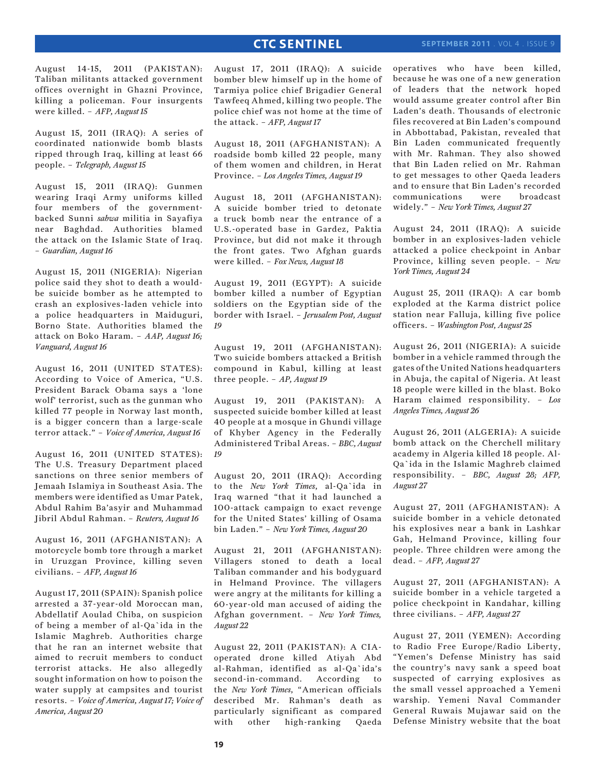August 14-15, 2011 (PAKISTAN): Taliban militants attacked government offices overnight in Ghazni Province, killing a policeman. Four insurgents were killed. – *AFP, August 15*

August 15, 2011 (IRAQ): A series of coordinated nationwide bomb blasts ripped through Iraq, killing at least 66 people. – *Telegraph, August 15*

August 15, 2011 (IRAQ): Gunmen wearing Iraqi Army uniforms killed four members of the government-backed Sunni *sahwa* militia in Sayafiya near Baghdad. Authorities blamed the attack on the Islamic State of Iraq. – *Guardian, August 16*

August 15, 2011 (NIGERIA): Nigerian police said they shot to death a would-be suicide bomber as he attempted to crash an explosives-laden vehicle into a police headquarters in Maiduguri, Borno State. Authorities blamed the attack on Boko Haram. – *AAP, August 16; Vanguard, August 16*

August 16, 2011 (UNITED STATES): According to Voice of America, "U.S. President Barack Obama says a 'lone wolf' terrorist, such as the gunman who killed 77 people in Norway last month, is a bigger concern than a large-scale terror attack." – *Voice of America, August 16*

August 16, 2011 (UNITED STATES): The U.S. Treasury Department placed sanctions on three senior members of Jemaah Islamiya in Southeast Asia. The members were identified as Umar Patek, Abdul Rahim Ba'asyir and Muhammad Jibril Abdul Rahman. – *Reuters, August 16*

August 16, 2011 (AFGHANISTAN): A motorcycle bomb tore through a market in Uruzgan Province, killing seven civilians. – *AFP, August 16*

August 17, 2011 (SPAIN): Spanish police arrested a 37-year-old Moroccan man, Abdellatif Aoulad Chiba, on suspicion of being a member of al-Qa`ida in the Islamic Maghreb. Authorities charge that he ran an internet website that aimed to recruit members to conduct terrorist attacks. He also allegedly sought information on how to poison the water supply at campsites and tourist resorts. – *Voice of America, August 17; Voice of America, August 20*

August 17, 2011 (IRAQ): A suicide bomber blew himself up in the home of Tarmiya police chief Brigadier General Tawfeeq Ahmed, killing two people. The police chief was not home at the time of the attack. – *AFP, August 17*

August 18, 2011 (AFGHANISTAN): A roadside bomb killed 22 people, many of them women and children, in Herat Province. – *Los Angeles Times, August 19*

August 18, 2011 (AFGHANISTAN): A suicide bomber tried to detonate a truck bomb near the entrance of a U.S.-operated base in Gardez, Paktia Province, but did not make it through the front gates. Two Afghan guards were killed. – *Fox News, August 18*

August 19, 2011 (EGYPT): A suicide bomber killed a number of Egyptian soldiers on the Egyptian side of the border with Israel. – *Jerusalem Post, August 19*

August 19, 2011 (AFGHANISTAN): Two suicide bombers attacked a British compound in Kabul, killing at least three people. – *AP, August 19*

August 19, 2011 (PAKISTAN): A suspected suicide bomber killed at least 40 people at a mosque in Ghundi village of Khyber Agency in the Federally Administered Tribal Areas. – *BBC, August 19*

August 20, 2011 (IRAQ): According to the *New York Times*, al-Qa`ida in Iraq warned "that it had launched a 100-attack campaign to exact revenge for the United States' killing of Osama bin Laden." – *New York Times, August 20*

August 21, 2011 (AFGHANISTAN): Villagers stoned to death a local Taliban commander and his bodyguard in Helmand Province. The villagers were angry at the militants for killing a 60-year-old man accused of aiding the Afghan government. – *New York Times, August 22*

August 22, 2011 (PAKISTAN): A CIA-operated drone killed Atiyah Abd al-Rahman, identified as al-Qa`ida's second-in-command. According to the *New York Times*, "American officials described Mr. Rahman's death as particularly significant as compared with other high-ranking Qaeda operatives who have been killed, because he was one of a new generation of leaders that the network hoped would assume greater control after Bin Laden's death. Thousands of electronic files recovered at Bin Laden's compound in Abbottabad, Pakistan, revealed that Bin Laden communicated frequently with Mr. Rahman. They also showed that Bin Laden relied on Mr. Rahman to get messages to other Qaeda leaders and to ensure that Bin Laden's recorded communications were broadcast widely." – *New York Times, August 27*

August 24, 2011 (IRAQ): A suicide bomber in an explosives-laden vehicle attacked a police checkpoint in Anbar Province, killing seven people. – *New York Times, August 24*

August 25, 2011 (IRAQ): A car bomb exploded at the Karma district police station near Falluja, killing five police officers. – *Washington Post, August 25*

August 26, 2011 (NIGERIA): A suicide bomber in a vehicle rammed through the gates of the United Nations headquarters in Abuja, the capital of Nigeria. At least 18 people were killed in the blast. Boko Haram claimed responsibility. – *Los Angeles Times, August 26*

August 26, 2011 (ALGERIA): A suicide bomb attack on the Cherchell military academy in Algeria killed 18 people. Al-Qa`ida in the Islamic Maghreb claimed responsibility. – *BBC, August 28; AFP, August 27*

August 27, 2011 (AFGHANISTAN): A suicide bomber in a vehicle detonated his explosives near a bank in Lashkar Gah, Helmand Province, killing four people. Three children were among the dead. – *AFP, August 27*

August 27, 2011 (AFGHANISTAN): A suicide bomber in a vehicle targeted a police checkpoint in Kandahar, killing three civilians. – *AFP, August 27*

August 27, 2011 (YEMEN): According to Radio Free Europe/Radio Liberty, "Yemen's Defense Ministry has said the country's navy sank a speed boat suspected of carrying explosives as the small vessel approached a Yemeni warship. Yemeni Naval Commander General Ruwais Mujawar said on the Defense Ministry website that the boat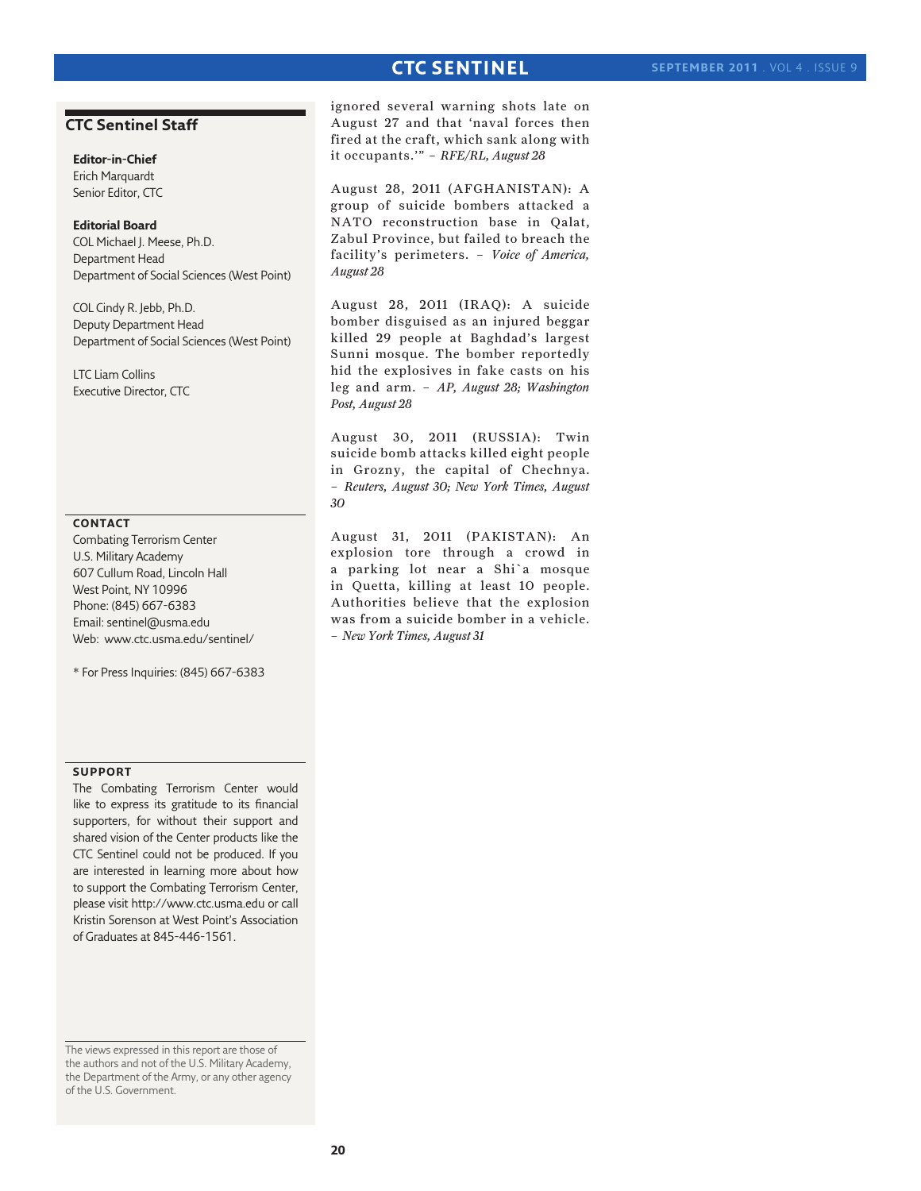ignored several warning shots late on August 27 and that 'naval forces then fired at the craft, which sank along with it occupants.'" – *RFE/RL, August 28*

August 28, 2011 (AFGHANISTAN): A group of suicide bombers attacked a NATO reconstruction base in Qalat, Zabul Province, but failed to breach the facility's perimeters. – *Voice of America, August 28*

August 28, 2011 (IRAQ): A suicide bomber disguised as an injured beggar killed 29 people at Baghdad's largest Sunni mosque. The bomber reportedly hid the explosives in fake casts on his leg and arm. – *AP, August 28; Washington Post, August 28*

August 30, 2011 (RUSSIA): Twin suicide bomb attacks killed eight people in Grozny, the capital of Chechnya. – *Reuters, August 30; New York Times, August 30*

August 31, 2011 (PAKISTAN): An explosion tore through a crowd in a parking lot near a Shi`a mosque in Quetta, killing at least 10 people. Authorities believe that the explosion was from a suicide bomber in a vehicle. – *New York Times, August 31*

## CTC Sentinel Staff

**Editor-in-Chief**
Erich Marquardt
Senior Editor, CTC

**Editorial Board**
COL Michael J. Meese, Ph.D.
Department Head
Department of Social Sciences (West Point)

COL Cindy R. Jebb, Ph.D.
Deputy Department Head
Department of Social Sciences (West Point)

LTC Liam Collins
Executive Director, CTC

### CONTACT

Combating Terrorism Center
U.S. Military Academy
607 Cullum Road, Lincoln Hall
West Point, NY 10996
Phone: (845) 667-6383
Email: sentinel@usma.edu
Web: www.ctc.usma.edu/sentinel/

* For Press Inquiries: (845) 667-6383

### SUPPORT

The Combating Terrorism Center would like to express its gratitude to its financial supporters, for without their support and shared vision of the Center products like the CTC Sentinel could not be produced. If you are interested in learning more about how to support the Combating Terrorism Center, please visit http://www.ctc.usma.edu or call Kristin Sorenson at West Point's Association of Graduates at 845-446-1561.

The views expressed in this report are those of the authors and not of the U.S. Military Academy, the Department of the Army, or any other agency of the U.S. Government.